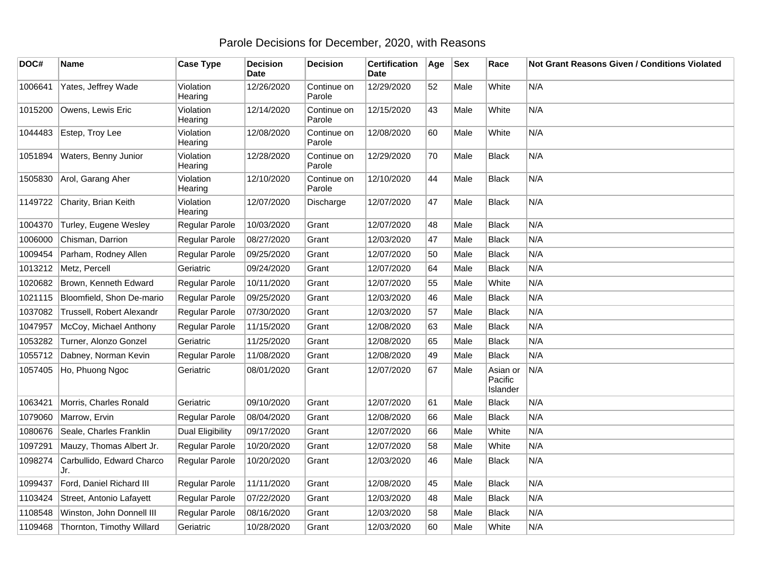# Parole Decisions for December, 2020, with Reasons

| DOC# | Name | Case Type | Decision Date | Decision | Certification Date | Age | Sex | Race | Not Grant Reasons Given / Conditions Violated |
|---|---|---|---|---|---|---|---|---|---|
| 1006641 | Yates, Jeffrey Wade | Violation Hearing | 12/26/2020 | Continue on Parole | 12/29/2020 | 52 | Male | White | N/A |
| 1015200 | Owens, Lewis Eric | Violation Hearing | 12/14/2020 | Continue on Parole | 12/15/2020 | 43 | Male | White | N/A |
| 1044483 | Estep, Troy Lee | Violation Hearing | 12/08/2020 | Continue on Parole | 12/08/2020 | 60 | Male | White | N/A |
| 1051894 | Waters, Benny Junior | Violation Hearing | 12/28/2020 | Continue on Parole | 12/29/2020 | 70 | Male | Black | N/A |
| 1505830 | Arol, Garang Aher | Violation Hearing | 12/10/2020 | Continue on Parole | 12/10/2020 | 44 | Male | Black | N/A |
| 1149722 | Charity, Brian Keith | Violation Hearing | 12/07/2020 | Discharge | 12/07/2020 | 47 | Male | Black | N/A |
| 1004370 | Turley, Eugene Wesley | Regular Parole | 10/03/2020 | Grant | 12/07/2020 | 48 | Male | Black | N/A |
| 1006000 | Chisman, Darrion | Regular Parole | 08/27/2020 | Grant | 12/03/2020 | 47 | Male | Black | N/A |
| 1009454 | Parham, Rodney Allen | Regular Parole | 09/25/2020 | Grant | 12/07/2020 | 50 | Male | Black | N/A |
| 1013212 | Metz, Percell | Geriatric | 09/24/2020 | Grant | 12/07/2020 | 64 | Male | Black | N/A |
| 1020682 | Brown, Kenneth Edward | Regular Parole | 10/11/2020 | Grant | 12/07/2020 | 55 | Male | White | N/A |
| 1021115 | Bloomfield, Shon De-mario | Regular Parole | 09/25/2020 | Grant | 12/03/2020 | 46 | Male | Black | N/A |
| 1037082 | Trussell, Robert Alexandr | Regular Parole | 07/30/2020 | Grant | 12/03/2020 | 57 | Male | Black | N/A |
| 1047957 | McCoy, Michael Anthony | Regular Parole | 11/15/2020 | Grant | 12/08/2020 | 63 | Male | Black | N/A |
| 1053282 | Turner, Alonzo Gonzel | Geriatric | 11/25/2020 | Grant | 12/08/2020 | 65 | Male | Black | N/A |
| 1055712 | Dabney, Norman Kevin | Regular Parole | 11/08/2020 | Grant | 12/08/2020 | 49 | Male | Black | N/A |
| 1057405 | Ho, Phuong Ngoc | Geriatric | 08/01/2020 | Grant | 12/07/2020 | 67 | Male | Asian or Pacific Islander | N/A |
| 1063421 | Morris, Charles Ronald | Geriatric | 09/10/2020 | Grant | 12/07/2020 | 61 | Male | Black | N/A |
| 1079060 | Marrow, Ervin | Regular Parole | 08/04/2020 | Grant | 12/08/2020 | 66 | Male | Black | N/A |
| 1080676 | Seale, Charles Franklin | Dual Eligibility | 09/17/2020 | Grant | 12/07/2020 | 66 | Male | White | N/A |
| 1097291 | Mauzy, Thomas Albert Jr. | Regular Parole | 10/20/2020 | Grant | 12/07/2020 | 58 | Male | White | N/A |
| 1098274 | Carbullido, Edward Charco Jr. | Regular Parole | 10/20/2020 | Grant | 12/03/2020 | 46 | Male | Black | N/A |
| 1099437 | Ford, Daniel Richard III | Regular Parole | 11/11/2020 | Grant | 12/08/2020 | 45 | Male | Black | N/A |
| 1103424 | Street, Antonio Lafayett | Regular Parole | 07/22/2020 | Grant | 12/03/2020 | 48 | Male | Black | N/A |
| 1108548 | Winston, John Donnell III | Regular Parole | 08/16/2020 | Grant | 12/03/2020 | 58 | Male | Black | N/A |
| 1109468 | Thornton, Timothy Willard | Geriatric | 10/28/2020 | Grant | 12/03/2020 | 60 | Male | White | N/A |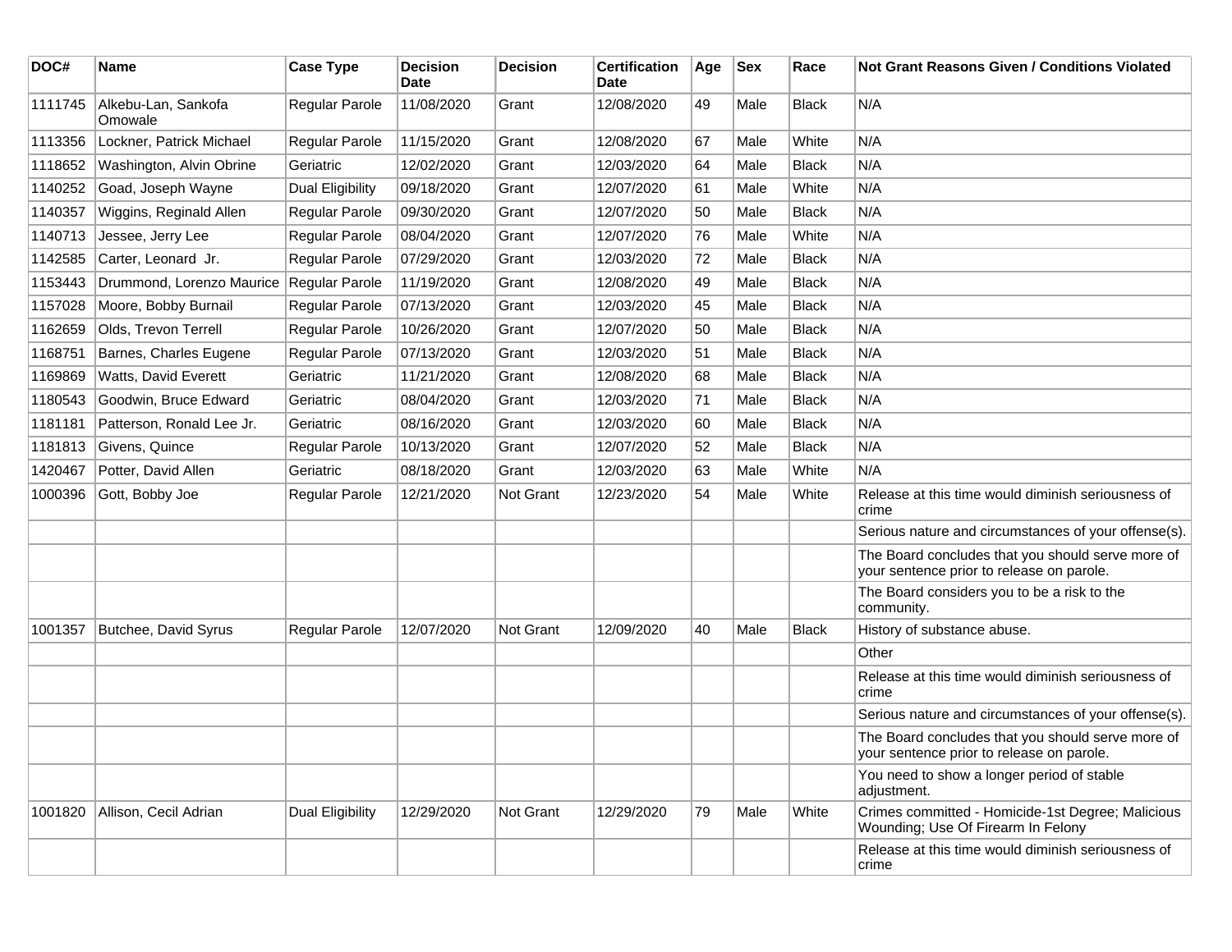| DOC# | Name | Case Type | Decision Date | Decision | Certification Date | Age | Sex | Race | Not Grant Reasons Given / Conditions Violated |
|---|---|---|---|---|---|---|---|---|---|
| 1111745 | Alkebu-Lan, Sankofa Omowale | Regular Parole | 11/08/2020 | Grant | 12/08/2020 | 49 | Male | Black | N/A |
| 1113356 | Lockner, Patrick Michael | Regular Parole | 11/15/2020 | Grant | 12/08/2020 | 67 | Male | White | N/A |
| 1118652 | Washington, Alvin Obrine | Geriatric | 12/02/2020 | Grant | 12/03/2020 | 64 | Male | Black | N/A |
| 1140252 | Goad, Joseph Wayne | Dual Eligibility | 09/18/2020 | Grant | 12/07/2020 | 61 | Male | White | N/A |
| 1140357 | Wiggins, Reginald Allen | Regular Parole | 09/30/2020 | Grant | 12/07/2020 | 50 | Male | Black | N/A |
| 1140713 | Jessee, Jerry Lee | Regular Parole | 08/04/2020 | Grant | 12/07/2020 | 76 | Male | White | N/A |
| 1142585 | Carter, Leonard Jr. | Regular Parole | 07/29/2020 | Grant | 12/03/2020 | 72 | Male | Black | N/A |
| 1153443 | Drummond, Lorenzo Maurice | Regular Parole | 11/19/2020 | Grant | 12/08/2020 | 49 | Male | Black | N/A |
| 1157028 | Moore, Bobby Burnail | Regular Parole | 07/13/2020 | Grant | 12/03/2020 | 45 | Male | Black | N/A |
| 1162659 | Olds, Trevon Terrell | Regular Parole | 10/26/2020 | Grant | 12/07/2020 | 50 | Male | Black | N/A |
| 1168751 | Barnes, Charles Eugene | Regular Parole | 07/13/2020 | Grant | 12/03/2020 | 51 | Male | Black | N/A |
| 1169869 | Watts, David Everett | Geriatric | 11/21/2020 | Grant | 12/08/2020 | 68 | Male | Black | N/A |
| 1180543 | Goodwin, Bruce Edward | Geriatric | 08/04/2020 | Grant | 12/03/2020 | 71 | Male | Black | N/A |
| 1181181 | Patterson, Ronald Lee Jr. | Geriatric | 08/16/2020 | Grant | 12/03/2020 | 60 | Male | Black | N/A |
| 1181813 | Givens, Quince | Regular Parole | 10/13/2020 | Grant | 12/07/2020 | 52 | Male | Black | N/A |
| 1420467 | Potter, David Allen | Geriatric | 08/18/2020 | Grant | 12/03/2020 | 63 | Male | White | N/A |
| 1000396 | Gott, Bobby Joe | Regular Parole | 12/21/2020 | Not Grant | 12/23/2020 | 54 | Male | White | Release at this time would diminish seriousness of crime |
| | | | | | | | | | Serious nature and circumstances of your offense(s). |
| | | | | | | | | | The Board concludes that you should serve more of your sentence prior to release on parole. |
| | | | | | | | | | The Board considers you to be a risk to the community. |
| 1001357 | Butchee, David Syrus | Regular Parole | 12/07/2020 | Not Grant | 12/09/2020 | 40 | Male | Black | History of substance abuse. |
| | | | | | | | | | Other |
| | | | | | | | | | Release at this time would diminish seriousness of crime |
| | | | | | | | | | Serious nature and circumstances of your offense(s). |
| | | | | | | | | | The Board concludes that you should serve more of your sentence prior to release on parole. |
| | | | | | | | | | You need to show a longer period of stable adjustment. |
| 1001820 | Allison, Cecil Adrian | Dual Eligibility | 12/29/2020 | Not Grant | 12/29/2020 | 79 | Male | White | Crimes committed - Homicide-1st Degree; Malicious Wounding; Use Of Firearm In Felony |
| | | | | | | | | | Release at this time would diminish seriousness of crime |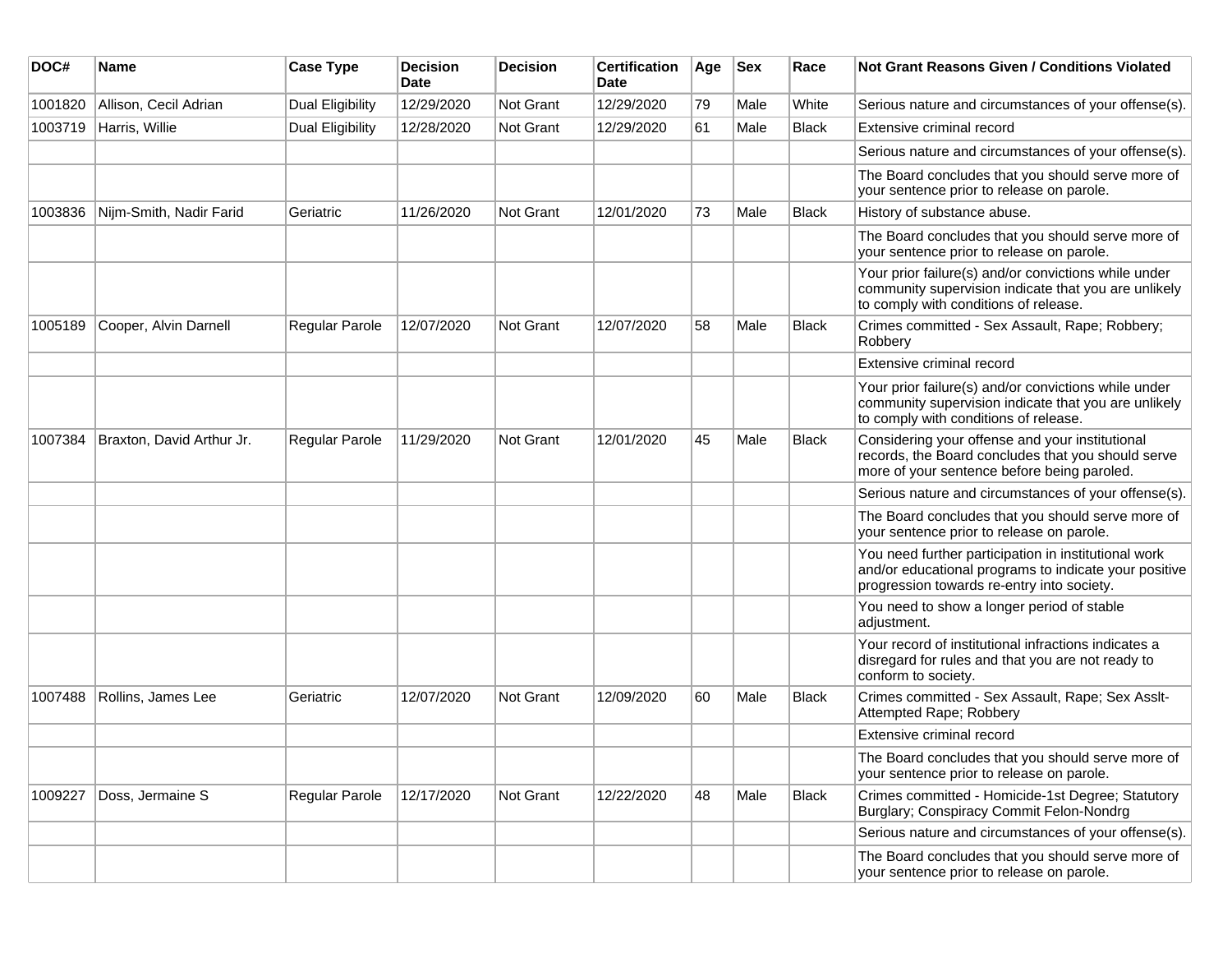| DOC# | Name | Case Type | Decision Date | Decision | Certification Date | Age | Sex | Race | Not Grant Reasons Given / Conditions Violated |
|---|---|---|---|---|---|---|---|---|---|
| 1001820 | Allison, Cecil Adrian | Dual Eligibility | 12/29/2020 | Not Grant | 12/29/2020 | 79 | Male | White | Serious nature and circumstances of your offense(s). |
| 1003719 | Harris, Willie | Dual Eligibility | 12/28/2020 | Not Grant | 12/29/2020 | 61 | Male | Black | Extensive criminal record |
| | | | | | | | | | Serious nature and circumstances of your offense(s). |
| | | | | | | | | | The Board concludes that you should serve more of your sentence prior to release on parole. |
| 1003836 | Nijm-Smith, Nadir Farid | Geriatric | 11/26/2020 | Not Grant | 12/01/2020 | 73 | Male | Black | History of substance abuse. |
| | | | | | | | | | The Board concludes that you should serve more of your sentence prior to release on parole. |
| | | | | | | | | | Your prior failure(s) and/or convictions while under community supervision indicate that you are unlikely to comply with conditions of release. |
| 1005189 | Cooper, Alvin Darnell | Regular Parole | 12/07/2020 | Not Grant | 12/07/2020 | 58 | Male | Black | Crimes committed - Sex Assault, Rape; Robbery; Robbery |
| | | | | | | | | | Extensive criminal record |
| | | | | | | | | | Your prior failure(s) and/or convictions while under community supervision indicate that you are unlikely to comply with conditions of release. |
| 1007384 | Braxton, David Arthur Jr. | Regular Parole | 11/29/2020 | Not Grant | 12/01/2020 | 45 | Male | Black | Considering your offense and your institutional records, the Board concludes that you should serve more of your sentence before being paroled. |
| | | | | | | | | | Serious nature and circumstances of your offense(s). |
| | | | | | | | | | The Board concludes that you should serve more of your sentence prior to release on parole. |
| | | | | | | | | | You need further participation in institutional work and/or educational programs to indicate your positive progression towards re-entry into society. |
| | | | | | | | | | You need to show a longer period of stable adjustment. |
| | | | | | | | | | Your record of institutional infractions indicates a disregard for rules and that you are not ready to conform to society. |
| 1007488 | Rollins, James Lee | Geriatric | 12/07/2020 | Not Grant | 12/09/2020 | 60 | Male | Black | Crimes committed - Sex Assault, Rape; Sex Asslt-Attempted Rape; Robbery |
| | | | | | | | | | Extensive criminal record |
| | | | | | | | | | The Board concludes that you should serve more of your sentence prior to release on parole. |
| 1009227 | Doss, Jermaine S | Regular Parole | 12/17/2020 | Not Grant | 12/22/2020 | 48 | Male | Black | Crimes committed - Homicide-1st Degree; Statutory Burglary; Conspiracy Commit Felon-Nondrg |
| | | | | | | | | | Serious nature and circumstances of your offense(s). |
| | | | | | | | | | The Board concludes that you should serve more of your sentence prior to release on parole. |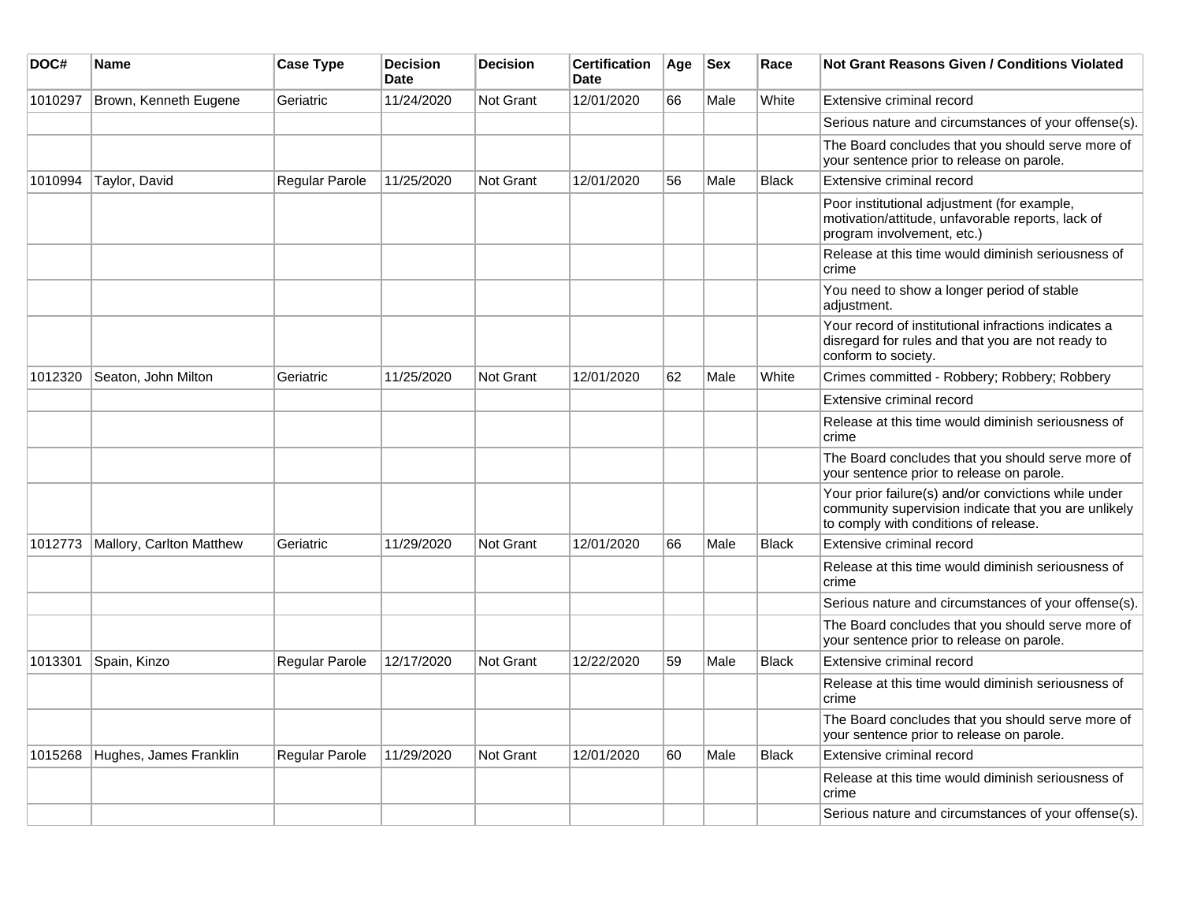| DOC# | Name | Case Type | Decision Date | Decision | Certification Date | Age | Sex | Race | Not Grant Reasons Given / Conditions Violated |
|---|---|---|---|---|---|---|---|---|---|
| 1010297 | Brown, Kenneth Eugene | Geriatric | 11/24/2020 | Not Grant | 12/01/2020 | 66 | Male | White | Extensive criminal record |
| | | | | | | | | | Serious nature and circumstances of your offense(s). |
| | | | | | | | | | The Board concludes that you should serve more of your sentence prior to release on parole. |
| 1010994 | Taylor, David | Regular Parole | 11/25/2020 | Not Grant | 12/01/2020 | 56 | Male | Black | Extensive criminal record |
| | | | | | | | | | Poor institutional adjustment (for example, motivation/attitude, unfavorable reports, lack of program involvement, etc.) |
| | | | | | | | | | Release at this time would diminish seriousness of crime |
| | | | | | | | | | You need to show a longer period of stable adjustment. |
| | | | | | | | | | Your record of institutional infractions indicates a disregard for rules and that you are not ready to conform to society. |
| 1012320 | Seaton, John Milton | Geriatric | 11/25/2020 | Not Grant | 12/01/2020 | 62 | Male | White | Crimes committed - Robbery; Robbery; Robbery |
| | | | | | | | | | Extensive criminal record |
| | | | | | | | | | Release at this time would diminish seriousness of crime |
| | | | | | | | | | The Board concludes that you should serve more of your sentence prior to release on parole. |
| | | | | | | | | | Your prior failure(s) and/or convictions while under community supervision indicate that you are unlikely to comply with conditions of release. |
| 1012773 | Mallory, Carlton Matthew | Geriatric | 11/29/2020 | Not Grant | 12/01/2020 | 66 | Male | Black | Extensive criminal record |
| | | | | | | | | | Release at this time would diminish seriousness of crime |
| | | | | | | | | | Serious nature and circumstances of your offense(s). |
| | | | | | | | | | The Board concludes that you should serve more of your sentence prior to release on parole. |
| 1013301 | Spain, Kinzo | Regular Parole | 12/17/2020 | Not Grant | 12/22/2020 | 59 | Male | Black | Extensive criminal record |
| | | | | | | | | | Release at this time would diminish seriousness of crime |
| | | | | | | | | | The Board concludes that you should serve more of your sentence prior to release on parole. |
| 1015268 | Hughes, James Franklin | Regular Parole | 11/29/2020 | Not Grant | 12/01/2020 | 60 | Male | Black | Extensive criminal record |
| | | | | | | | | | Release at this time would diminish seriousness of crime |
| | | | | | | | | | Serious nature and circumstances of your offense(s). |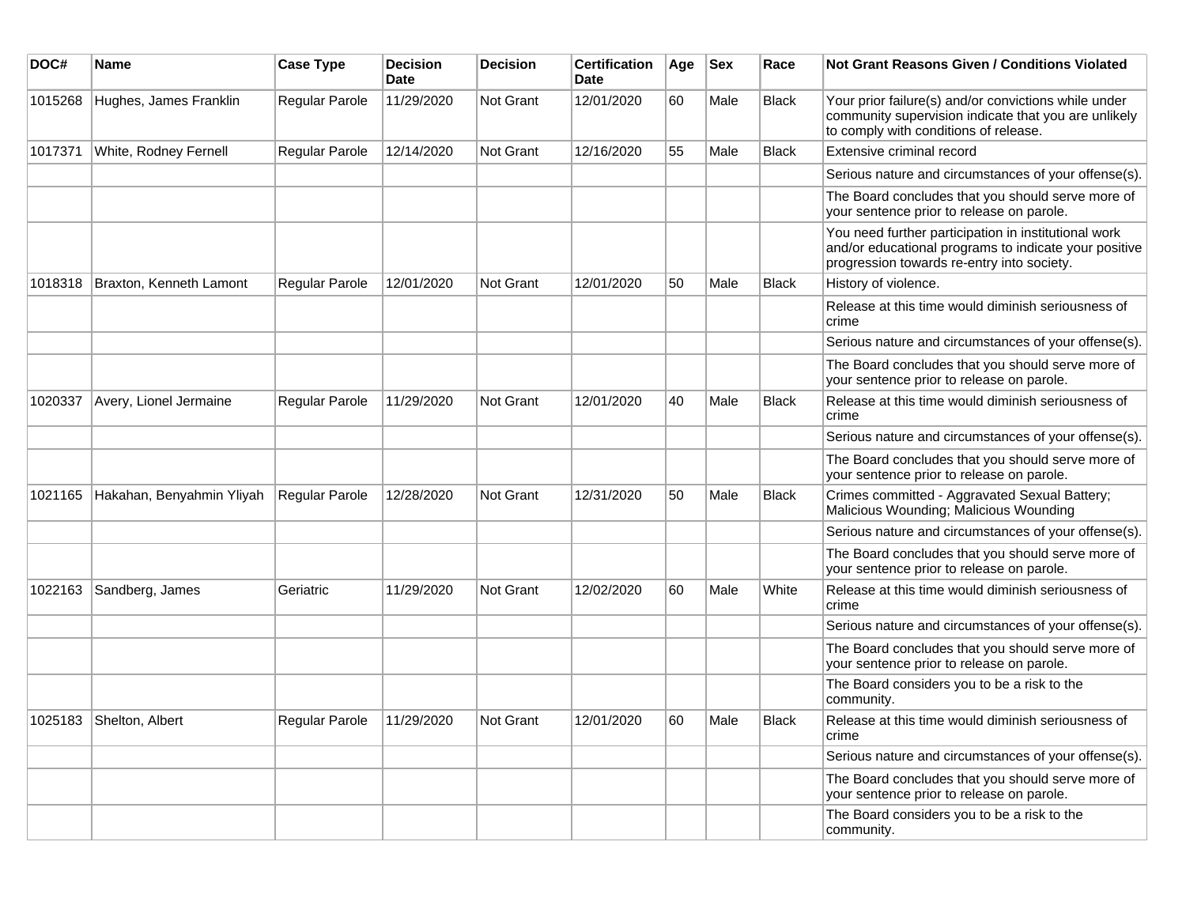| DOC# | Name | Case Type | Decision Date | Decision | Certification Date | Age | Sex | Race | Not Grant Reasons Given / Conditions Violated |
|---|---|---|---|---|---|---|---|---|---|
| 1015268 | Hughes, James Franklin | Regular Parole | 11/29/2020 | Not Grant | 12/01/2020 | 60 | Male | Black | Your prior failure(s) and/or convictions while under community supervision indicate that you are unlikely to comply with conditions of release. |
| 1017371 | White, Rodney Fernell | Regular Parole | 12/14/2020 | Not Grant | 12/16/2020 | 55 | Male | Black | Extensive criminal record |
| | | | | | | | | | Serious nature and circumstances of your offense(s). |
| | | | | | | | | | The Board concludes that you should serve more of your sentence prior to release on parole. |
| | | | | | | | | | You need further participation in institutional work and/or educational programs to indicate your positive progression towards re-entry into society. |
| 1018318 | Braxton, Kenneth Lamont | Regular Parole | 12/01/2020 | Not Grant | 12/01/2020 | 50 | Male | Black | History of violence. |
| | | | | | | | | | Release at this time would diminish seriousness of crime |
| | | | | | | | | | Serious nature and circumstances of your offense(s). |
| | | | | | | | | | The Board concludes that you should serve more of your sentence prior to release on parole. |
| 1020337 | Avery, Lionel Jermaine | Regular Parole | 11/29/2020 | Not Grant | 12/01/2020 | 40 | Male | Black | Release at this time would diminish seriousness of crime |
| | | | | | | | | | Serious nature and circumstances of your offense(s). |
| | | | | | | | | | The Board concludes that you should serve more of your sentence prior to release on parole. |
| 1021165 | Hakahan, Benyahmin Yliyah | Regular Parole | 12/28/2020 | Not Grant | 12/31/2020 | 50 | Male | Black | Crimes committed - Aggravated Sexual Battery; Malicious Wounding; Malicious Wounding |
| | | | | | | | | | Serious nature and circumstances of your offense(s). |
| | | | | | | | | | The Board concludes that you should serve more of your sentence prior to release on parole. |
| 1022163 | Sandberg, James | Geriatric | 11/29/2020 | Not Grant | 12/02/2020 | 60 | Male | White | Release at this time would diminish seriousness of crime |
| | | | | | | | | | Serious nature and circumstances of your offense(s). |
| | | | | | | | | | The Board concludes that you should serve more of your sentence prior to release on parole. |
| | | | | | | | | | The Board considers you to be a risk to the community. |
| 1025183 | Shelton, Albert | Regular Parole | 11/29/2020 | Not Grant | 12/01/2020 | 60 | Male | Black | Release at this time would diminish seriousness of crime |
| | | | | | | | | | Serious nature and circumstances of your offense(s). |
| | | | | | | | | | The Board concludes that you should serve more of your sentence prior to release on parole. |
| | | | | | | | | | The Board considers you to be a risk to the community. |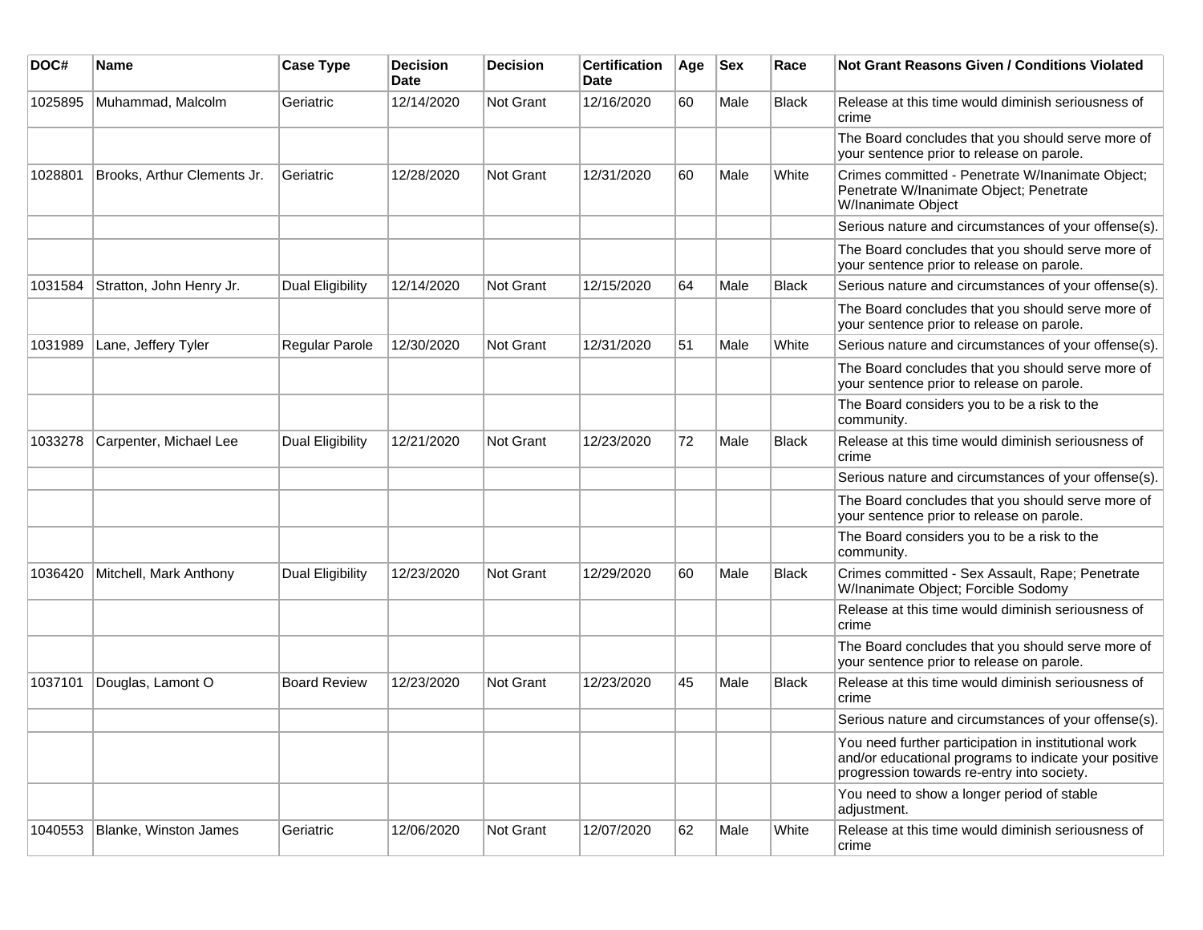| DOC# | Name | Case Type | Decision Date | Decision | Certification Date | Age | Sex | Race | Not Grant Reasons Given / Conditions Violated |
|---|---|---|---|---|---|---|---|---|---|
| 1025895 | Muhammad, Malcolm | Geriatric | 12/14/2020 | Not Grant | 12/16/2020 | 60 | Male | Black | Release at this time would diminish seriousness of crime |
| | | | | | | | | | The Board concludes that you should serve more of your sentence prior to release on parole. |
| 1028801 | Brooks, Arthur Clements Jr. | Geriatric | 12/28/2020 | Not Grant | 12/31/2020 | 60 | Male | White | Crimes committed - Penetrate W/Inanimate Object; Penetrate W/Inanimate Object; Penetrate W/Inanimate Object |
| | | | | | | | | | Serious nature and circumstances of your offense(s). |
| | | | | | | | | | The Board concludes that you should serve more of your sentence prior to release on parole. |
| 1031584 | Stratton, John Henry Jr. | Dual Eligibility | 12/14/2020 | Not Grant | 12/15/2020 | 64 | Male | Black | Serious nature and circumstances of your offense(s). |
| | | | | | | | | | The Board concludes that you should serve more of your sentence prior to release on parole. |
| 1031989 | Lane, Jeffery Tyler | Regular Parole | 12/30/2020 | Not Grant | 12/31/2020 | 51 | Male | White | Serious nature and circumstances of your offense(s). |
| | | | | | | | | | The Board concludes that you should serve more of your sentence prior to release on parole. |
| | | | | | | | | | The Board considers you to be a risk to the community. |
| 1033278 | Carpenter, Michael Lee | Dual Eligibility | 12/21/2020 | Not Grant | 12/23/2020 | 72 | Male | Black | Release at this time would diminish seriousness of crime |
| | | | | | | | | | Serious nature and circumstances of your offense(s). |
| | | | | | | | | | The Board concludes that you should serve more of your sentence prior to release on parole. |
| | | | | | | | | | The Board considers you to be a risk to the community. |
| 1036420 | Mitchell, Mark Anthony | Dual Eligibility | 12/23/2020 | Not Grant | 12/29/2020 | 60 | Male | Black | Crimes committed - Sex Assault, Rape; Penetrate W/Inanimate Object; Forcible Sodomy |
| | | | | | | | | | Release at this time would diminish seriousness of crime |
| | | | | | | | | | The Board concludes that you should serve more of your sentence prior to release on parole. |
| 1037101 | Douglas, Lamont O | Board Review | 12/23/2020 | Not Grant | 12/23/2020 | 45 | Male | Black | Release at this time would diminish seriousness of crime |
| | | | | | | | | | Serious nature and circumstances of your offense(s). |
| | | | | | | | | | You need further participation in institutional work and/or educational programs to indicate your positive progression towards re-entry into society. |
| | | | | | | | | | You need to show a longer period of stable adjustment. |
| 1040553 | Blanke, Winston James | Geriatric | 12/06/2020 | Not Grant | 12/07/2020 | 62 | Male | White | Release at this time would diminish seriousness of crime |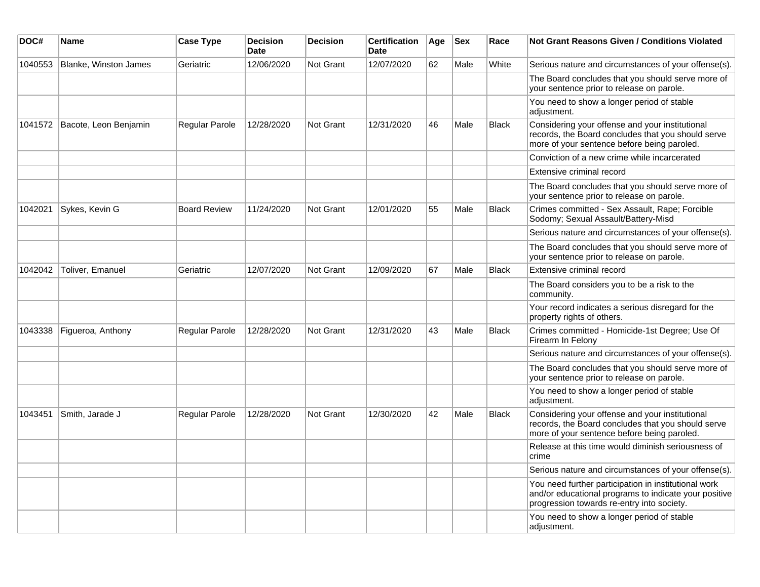| DOC# | Name | Case Type | Decision Date | Decision | Certification Date | Age | Sex | Race | Not Grant Reasons Given / Conditions Violated |
|---|---|---|---|---|---|---|---|---|---|
| 1040553 | Blanke, Winston James | Geriatric | 12/06/2020 | Not Grant | 12/07/2020 | 62 | Male | White | Serious nature and circumstances of your offense(s). |
| | | | | | | | | | The Board concludes that you should serve more of your sentence prior to release on parole. |
| | | | | | | | | | You need to show a longer period of stable adjustment. |
| 1041572 | Bacote, Leon Benjamin | Regular Parole | 12/28/2020 | Not Grant | 12/31/2020 | 46 | Male | Black | Considering your offense and your institutional records, the Board concludes that you should serve more of your sentence before being paroled. |
| | | | | | | | | | Conviction of a new crime while incarcerated |
| | | | | | | | | | Extensive criminal record |
| | | | | | | | | | The Board concludes that you should serve more of your sentence prior to release on parole. |
| 1042021 | Sykes, Kevin G | Board Review | 11/24/2020 | Not Grant | 12/01/2020 | 55 | Male | Black | Crimes committed - Sex Assault, Rape; Forcible Sodomy; Sexual Assault/Battery-Misd |
| | | | | | | | | | Serious nature and circumstances of your offense(s). |
| | | | | | | | | | The Board concludes that you should serve more of your sentence prior to release on parole. |
| 1042042 | Toliver, Emanuel | Geriatric | 12/07/2020 | Not Grant | 12/09/2020 | 67 | Male | Black | Extensive criminal record |
| | | | | | | | | | The Board considers you to be a risk to the community. |
| | | | | | | | | | Your record indicates a serious disregard for the property rights of others. |
| 1043338 | Figueroa, Anthony | Regular Parole | 12/28/2020 | Not Grant | 12/31/2020 | 43 | Male | Black | Crimes committed - Homicide-1st Degree; Use Of Firearm In Felony |
| | | | | | | | | | Serious nature and circumstances of your offense(s). |
| | | | | | | | | | The Board concludes that you should serve more of your sentence prior to release on parole. |
| | | | | | | | | | You need to show a longer period of stable adjustment. |
| 1043451 | Smith, Jarade J | Regular Parole | 12/28/2020 | Not Grant | 12/30/2020 | 42 | Male | Black | Considering your offense and your institutional records, the Board concludes that you should serve more of your sentence before being paroled. |
| | | | | | | | | | Release at this time would diminish seriousness of crime |
| | | | | | | | | | Serious nature and circumstances of your offense(s). |
| | | | | | | | | | You need further participation in institutional work and/or educational programs to indicate your positive progression towards re-entry into society. |
| | | | | | | | | | You need to show a longer period of stable adjustment. |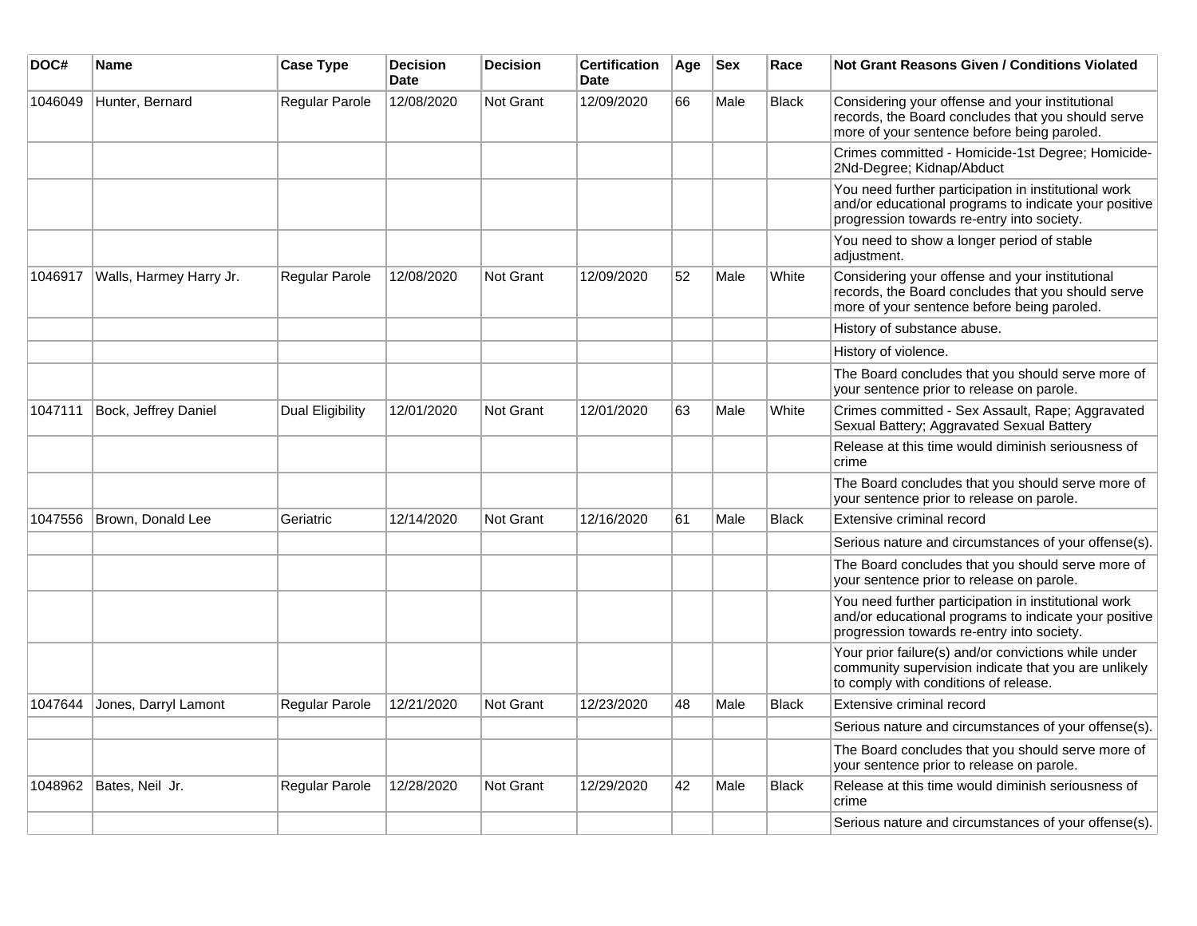| DOC# | Name | Case Type | Decision Date | Decision | Certification Date | Age | Sex | Race | Not Grant Reasons Given / Conditions Violated |
|---|---|---|---|---|---|---|---|---|---|
| 1046049 | Hunter, Bernard | Regular Parole | 12/08/2020 | Not Grant | 12/09/2020 | 66 | Male | Black | Considering your offense and your institutional records, the Board concludes that you should serve more of your sentence before being paroled. |
| | | | | | | | | | Crimes committed - Homicide-1st Degree; Homicide-2Nd-Degree; Kidnap/Abduct |
| | | | | | | | | | You need further participation in institutional work and/or educational programs to indicate your positive progression towards re-entry into society. |
| | | | | | | | | | You need to show a longer period of stable adjustment. |
| 1046917 | Walls, Harmey Harry Jr. | Regular Parole | 12/08/2020 | Not Grant | 12/09/2020 | 52 | Male | White | Considering your offense and your institutional records, the Board concludes that you should serve more of your sentence before being paroled. |
| | | | | | | | | | History of substance abuse. |
| | | | | | | | | | History of violence. |
| | | | | | | | | | The Board concludes that you should serve more of your sentence prior to release on parole. |
| 1047111 | Bock, Jeffrey Daniel | Dual Eligibility | 12/01/2020 | Not Grant | 12/01/2020 | 63 | Male | White | Crimes committed - Sex Assault, Rape; Aggravated Sexual Battery; Aggravated Sexual Battery |
| | | | | | | | | | Release at this time would diminish seriousness of crime |
| | | | | | | | | | The Board concludes that you should serve more of your sentence prior to release on parole. |
| 1047556 | Brown, Donald Lee | Geriatric | 12/14/2020 | Not Grant | 12/16/2020 | 61 | Male | Black | Extensive criminal record |
| | | | | | | | | | Serious nature and circumstances of your offense(s). |
| | | | | | | | | | The Board concludes that you should serve more of your sentence prior to release on parole. |
| | | | | | | | | | You need further participation in institutional work and/or educational programs to indicate your positive progression towards re-entry into society. |
| | | | | | | | | | Your prior failure(s) and/or convictions while under community supervision indicate that you are unlikely to comply with conditions of release. |
| 1047644 | Jones, Darryl Lamont | Regular Parole | 12/21/2020 | Not Grant | 12/23/2020 | 48 | Male | Black | Extensive criminal record |
| | | | | | | | | | Serious nature and circumstances of your offense(s). |
| | | | | | | | | | The Board concludes that you should serve more of your sentence prior to release on parole. |
| 1048962 | Bates, Neil Jr. | Regular Parole | 12/28/2020 | Not Grant | 12/29/2020 | 42 | Male | Black | Release at this time would diminish seriousness of crime |
| | | | | | | | | | Serious nature and circumstances of your offense(s). |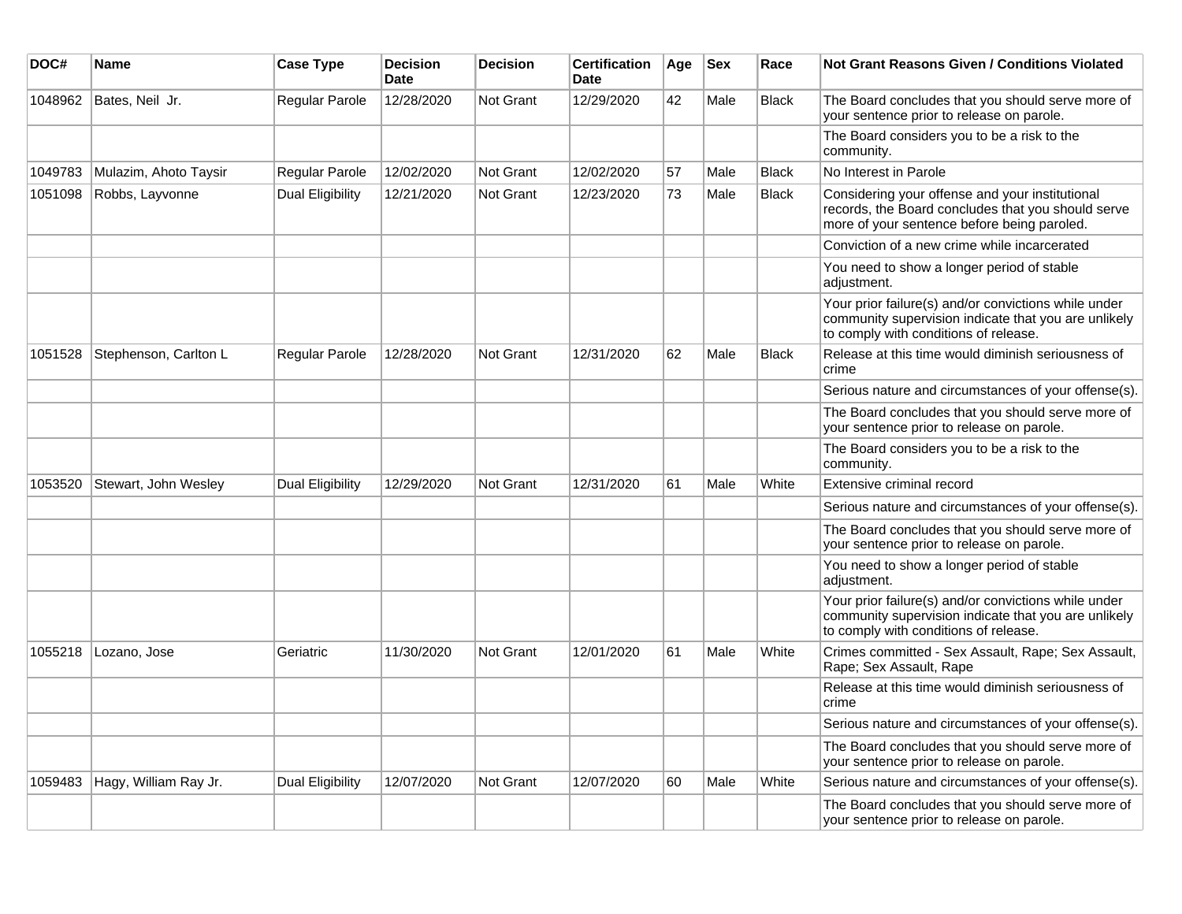| DOC# | Name | Case Type | Decision Date | Decision | Certification Date | Age | Sex | Race | Not Grant Reasons Given / Conditions Violated |
|---|---|---|---|---|---|---|---|---|---|
| 1048962 | Bates, Neil Jr. | Regular Parole | 12/28/2020 | Not Grant | 12/29/2020 | 42 | Male | Black | The Board concludes that you should serve more of your sentence prior to release on parole. |
| | | | | | | | | | The Board considers you to be a risk to the community. |
| 1049783 | Mulazim, Ahoto Taysir | Regular Parole | 12/02/2020 | Not Grant | 12/02/2020 | 57 | Male | Black | No Interest in Parole |
| 1051098 | Robbs, Layvonne | Dual Eligibility | 12/21/2020 | Not Grant | 12/23/2020 | 73 | Male | Black | Considering your offense and your institutional records, the Board concludes that you should serve more of your sentence before being paroled. |
| | | | | | | | | | Conviction of a new crime while incarcerated |
| | | | | | | | | | You need to show a longer period of stable adjustment. |
| | | | | | | | | | Your prior failure(s) and/or convictions while under community supervision indicate that you are unlikely to comply with conditions of release. |
| 1051528 | Stephenson, Carlton L | Regular Parole | 12/28/2020 | Not Grant | 12/31/2020 | 62 | Male | Black | Release at this time would diminish seriousness of crime |
| | | | | | | | | | Serious nature and circumstances of your offense(s). |
| | | | | | | | | | The Board concludes that you should serve more of your sentence prior to release on parole. |
| | | | | | | | | | The Board considers you to be a risk to the community. |
| 1053520 | Stewart, John Wesley | Dual Eligibility | 12/29/2020 | Not Grant | 12/31/2020 | 61 | Male | White | Extensive criminal record |
| | | | | | | | | | Serious nature and circumstances of your offense(s). |
| | | | | | | | | | The Board concludes that you should serve more of your sentence prior to release on parole. |
| | | | | | | | | | You need to show a longer period of stable adjustment. |
| | | | | | | | | | Your prior failure(s) and/or convictions while under community supervision indicate that you are unlikely to comply with conditions of release. |
| 1055218 | Lozano, Jose | Geriatric | 11/30/2020 | Not Grant | 12/01/2020 | 61 | Male | White | Crimes committed - Sex Assault, Rape; Sex Assault, Rape; Sex Assault, Rape |
| | | | | | | | | | Release at this time would diminish seriousness of crime |
| | | | | | | | | | Serious nature and circumstances of your offense(s). |
| | | | | | | | | | The Board concludes that you should serve more of your sentence prior to release on parole. |
| 1059483 | Hagy, William Ray Jr. | Dual Eligibility | 12/07/2020 | Not Grant | 12/07/2020 | 60 | Male | White | Serious nature and circumstances of your offense(s). |
| | | | | | | | | | The Board concludes that you should serve more of your sentence prior to release on parole. |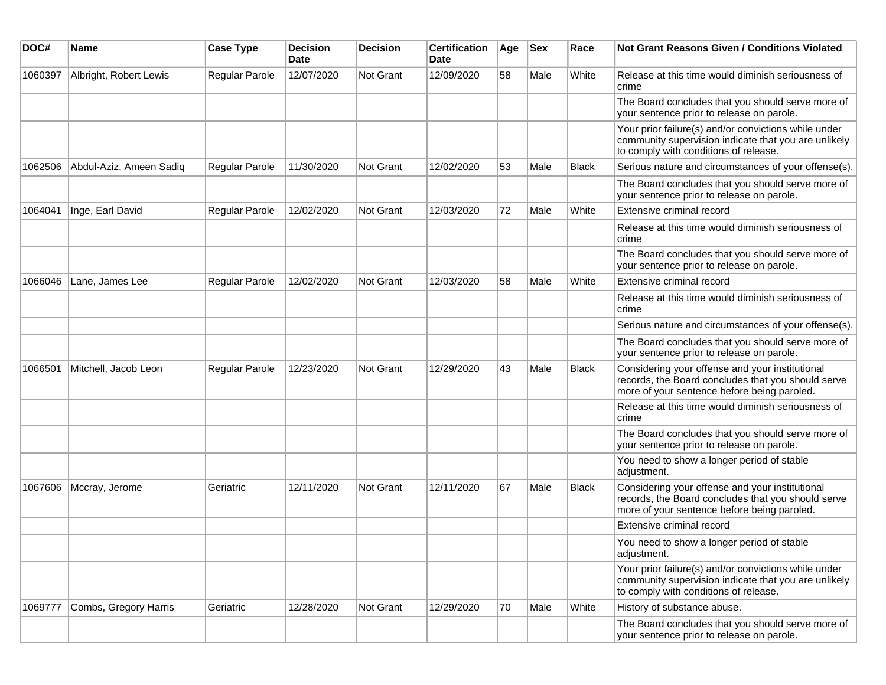| DOC# | Name | Case Type | Decision Date | Decision | Certification Date | Age | Sex | Race | Not Grant Reasons Given / Conditions Violated |
|---|---|---|---|---|---|---|---|---|---|
| 1060397 | Albright, Robert Lewis | Regular Parole | 12/07/2020 | Not Grant | 12/09/2020 | 58 | Male | White | Release at this time would diminish seriousness of crime |
| | | | | | | | | | The Board concludes that you should serve more of your sentence prior to release on parole. |
| | | | | | | | | | Your prior failure(s) and/or convictions while under community supervision indicate that you are unlikely to comply with conditions of release. |
| 1062506 | Abdul-Aziz, Ameen Sadiq | Regular Parole | 11/30/2020 | Not Grant | 12/02/2020 | 53 | Male | Black | Serious nature and circumstances of your offense(s). |
| | | | | | | | | | The Board concludes that you should serve more of your sentence prior to release on parole. |
| 1064041 | Inge, Earl David | Regular Parole | 12/02/2020 | Not Grant | 12/03/2020 | 72 | Male | White | Extensive criminal record |
| | | | | | | | | | Release at this time would diminish seriousness of crime |
| | | | | | | | | | The Board concludes that you should serve more of your sentence prior to release on parole. |
| 1066046 | Lane, James Lee | Regular Parole | 12/02/2020 | Not Grant | 12/03/2020 | 58 | Male | White | Extensive criminal record |
| | | | | | | | | | Release at this time would diminish seriousness of crime |
| | | | | | | | | | Serious nature and circumstances of your offense(s). |
| | | | | | | | | | The Board concludes that you should serve more of your sentence prior to release on parole. |
| 1066501 | Mitchell, Jacob Leon | Regular Parole | 12/23/2020 | Not Grant | 12/29/2020 | 43 | Male | Black | Considering your offense and your institutional records, the Board concludes that you should serve more of your sentence before being paroled. |
| | | | | | | | | | Release at this time would diminish seriousness of crime |
| | | | | | | | | | The Board concludes that you should serve more of your sentence prior to release on parole. |
| | | | | | | | | | You need to show a longer period of stable adjustment. |
| 1067606 | Mccray, Jerome | Geriatric | 12/11/2020 | Not Grant | 12/11/2020 | 67 | Male | Black | Considering your offense and your institutional records, the Board concludes that you should serve more of your sentence before being paroled. |
| | | | | | | | | | Extensive criminal record |
| | | | | | | | | | You need to show a longer period of stable adjustment. |
| | | | | | | | | | Your prior failure(s) and/or convictions while under community supervision indicate that you are unlikely to comply with conditions of release. |
| 1069777 | Combs, Gregory Harris | Geriatric | 12/28/2020 | Not Grant | 12/29/2020 | 70 | Male | White | History of substance abuse. |
| | | | | | | | | | The Board concludes that you should serve more of your sentence prior to release on parole. |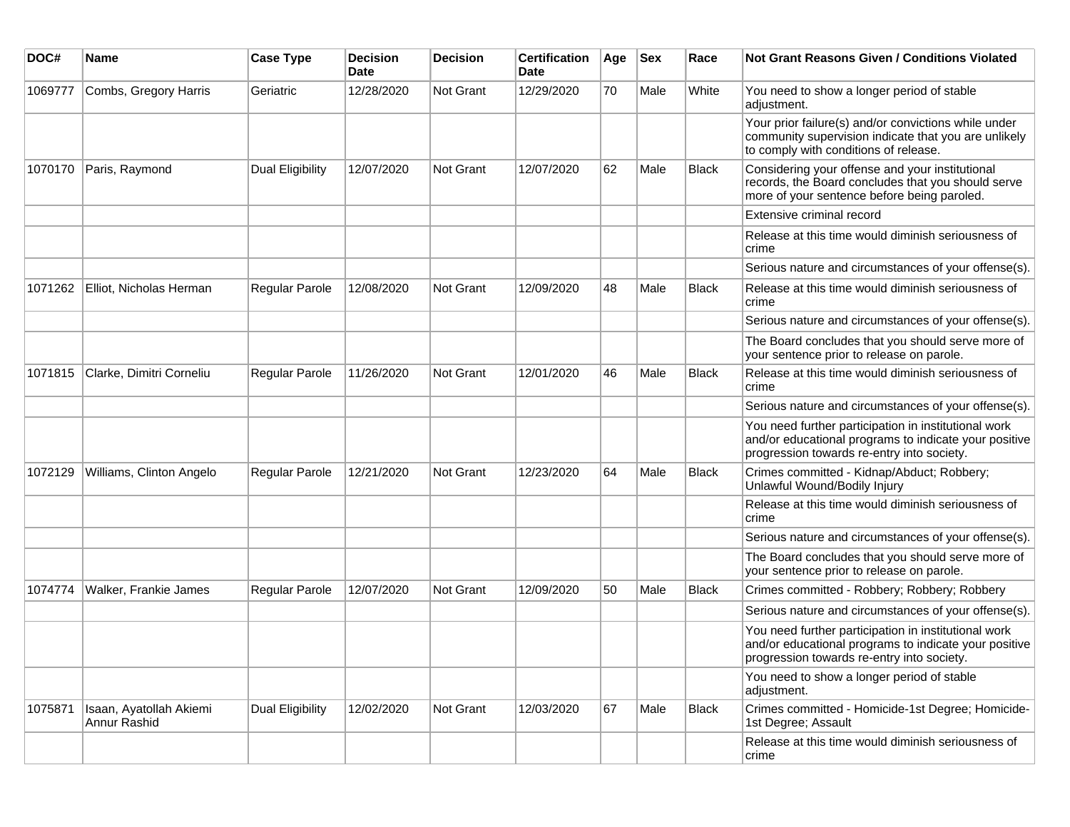| DOC# | Name | Case Type | Decision Date | Decision | Certification Date | Age | Sex | Race | Not Grant Reasons Given / Conditions Violated |
| --- | --- | --- | --- | --- | --- | --- | --- | --- | --- |
| 1069777 | Combs, Gregory Harris | Geriatric | 12/28/2020 | Not Grant | 12/29/2020 | 70 | Male | White | You need to show a longer period of stable adjustment. |
| | | | | | | | | | Your prior failure(s) and/or convictions while under community supervision indicate that you are unlikely to comply with conditions of release. |
| 1070170 | Paris, Raymond | Dual Eligibility | 12/07/2020 | Not Grant | 12/07/2020 | 62 | Male | Black | Considering your offense and your institutional records, the Board concludes that you should serve more of your sentence before being paroled. |
| | | | | | | | | | Extensive criminal record |
| | | | | | | | | | Release at this time would diminish seriousness of crime |
| | | | | | | | | | Serious nature and circumstances of your offense(s). |
| 1071262 | Elliot, Nicholas Herman | Regular Parole | 12/08/2020 | Not Grant | 12/09/2020 | 48 | Male | Black | Release at this time would diminish seriousness of crime |
| | | | | | | | | | Serious nature and circumstances of your offense(s). |
| | | | | | | | | | The Board concludes that you should serve more of your sentence prior to release on parole. |
| 1071815 | Clarke, Dimitri Corneliu | Regular Parole | 11/26/2020 | Not Grant | 12/01/2020 | 46 | Male | Black | Release at this time would diminish seriousness of crime |
| | | | | | | | | | Serious nature and circumstances of your offense(s). |
| | | | | | | | | | You need further participation in institutional work and/or educational programs to indicate your positive progression towards re-entry into society. |
| 1072129 | Williams, Clinton Angelo | Regular Parole | 12/21/2020 | Not Grant | 12/23/2020 | 64 | Male | Black | Crimes committed - Kidnap/Abduct; Robbery; Unlawful Wound/Bodily Injury |
| | | | | | | | | | Release at this time would diminish seriousness of crime |
| | | | | | | | | | Serious nature and circumstances of your offense(s). |
| | | | | | | | | | The Board concludes that you should serve more of your sentence prior to release on parole. |
| 1074774 | Walker, Frankie James | Regular Parole | 12/07/2020 | Not Grant | 12/09/2020 | 50 | Male | Black | Crimes committed - Robbery; Robbery; Robbery |
| | | | | | | | | | Serious nature and circumstances of your offense(s). |
| | | | | | | | | | You need further participation in institutional work and/or educational programs to indicate your positive progression towards re-entry into society. |
| | | | | | | | | | You need to show a longer period of stable adjustment. |
| 1075871 | Isaan, Ayatollah Akiemi Annur Rashid | Dual Eligibility | 12/02/2020 | Not Grant | 12/03/2020 | 67 | Male | Black | Crimes committed - Homicide-1st Degree; Homicide-1st Degree; Assault |
| | | | | | | | | | Release at this time would diminish seriousness of crime |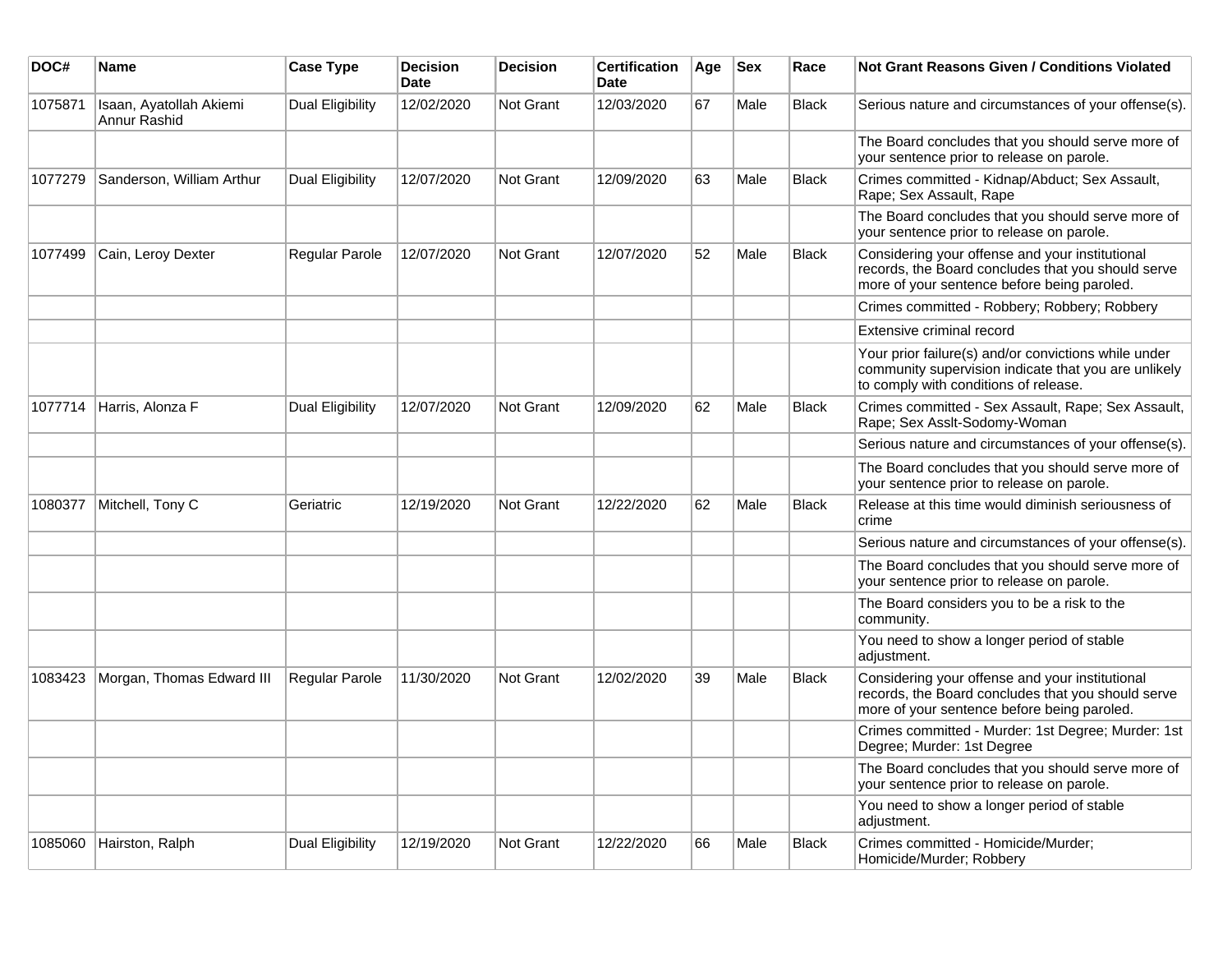| DOC# | Name | Case Type | Decision Date | Decision | Certification Date | Age | Sex | Race | Not Grant Reasons Given / Conditions Violated |
|---|---|---|---|---|---|---|---|---|---|
| 1075871 | Isaan, Ayatollah Akiemi Annur Rashid | Dual Eligibility | 12/02/2020 | Not Grant | 12/03/2020 | 67 | Male | Black | Serious nature and circumstances of your offense(s). |
| | | | | | | | | | The Board concludes that you should serve more of your sentence prior to release on parole. |
| 1077279 | Sanderson, William Arthur | Dual Eligibility | 12/07/2020 | Not Grant | 12/09/2020 | 63 | Male | Black | Crimes committed - Kidnap/Abduct; Sex Assault, Rape; Sex Assault, Rape |
| | | | | | | | | | The Board concludes that you should serve more of your sentence prior to release on parole. |
| 1077499 | Cain, Leroy Dexter | Regular Parole | 12/07/2020 | Not Grant | 12/07/2020 | 52 | Male | Black | Considering your offense and your institutional records, the Board concludes that you should serve more of your sentence before being paroled. |
| | | | | | | | | | Crimes committed - Robbery; Robbery; Robbery |
| | | | | | | | | | Extensive criminal record |
| | | | | | | | | | Your prior failure(s) and/or convictions while under community supervision indicate that you are unlikely to comply with conditions of release. |
| 1077714 | Harris, Alonza F | Dual Eligibility | 12/07/2020 | Not Grant | 12/09/2020 | 62 | Male | Black | Crimes committed - Sex Assault, Rape; Sex Assault, Rape; Sex Asslt-Sodomy-Woman |
| | | | | | | | | | Serious nature and circumstances of your offense(s). |
| | | | | | | | | | The Board concludes that you should serve more of your sentence prior to release on parole. |
| 1080377 | Mitchell, Tony C | Geriatric | 12/19/2020 | Not Grant | 12/22/2020 | 62 | Male | Black | Release at this time would diminish seriousness of crime |
| | | | | | | | | | Serious nature and circumstances of your offense(s). |
| | | | | | | | | | The Board concludes that you should serve more of your sentence prior to release on parole. |
| | | | | | | | | | The Board considers you to be a risk to the community. |
| | | | | | | | | | You need to show a longer period of stable adjustment. |
| 1083423 | Morgan, Thomas Edward III | Regular Parole | 11/30/2020 | Not Grant | 12/02/2020 | 39 | Male | Black | Considering your offense and your institutional records, the Board concludes that you should serve more of your sentence before being paroled. |
| | | | | | | | | | Crimes committed - Murder: 1st Degree; Murder: 1st Degree; Murder: 1st Degree |
| | | | | | | | | | The Board concludes that you should serve more of your sentence prior to release on parole. |
| | | | | | | | | | You need to show a longer period of stable adjustment. |
| 1085060 | Hairston, Ralph | Dual Eligibility | 12/19/2020 | Not Grant | 12/22/2020 | 66 | Male | Black | Crimes committed - Homicide/Murder; Homicide/Murder; Robbery |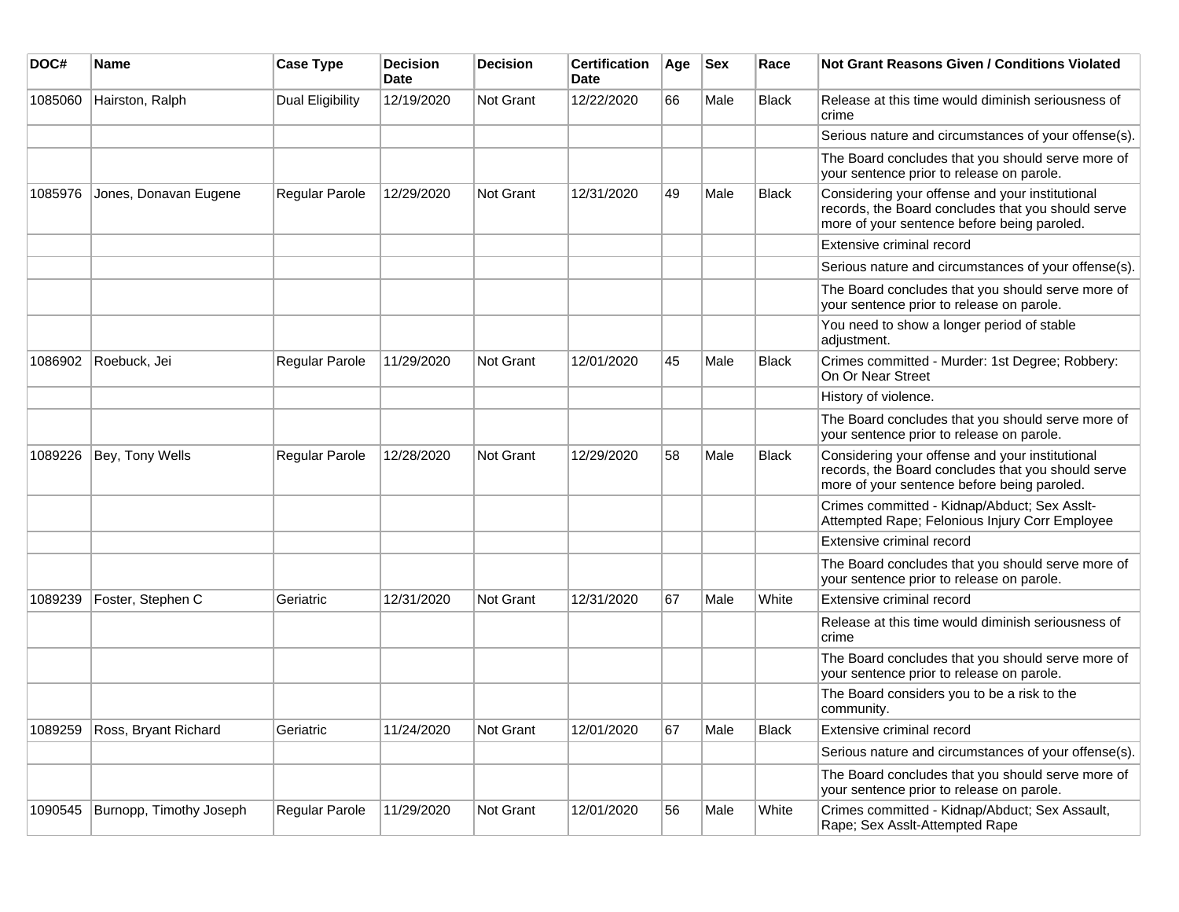| DOC# | Name | Case Type | Decision Date | Decision | Certification Date | Age | Sex | Race | Not Grant Reasons Given / Conditions Violated |
|---|---|---|---|---|---|---|---|---|---|
| 1085060 | Hairston, Ralph | Dual Eligibility | 12/19/2020 | Not Grant | 12/22/2020 | 66 | Male | Black | Release at this time would diminish seriousness of crime |
| | | | | | | | | | Serious nature and circumstances of your offense(s). |
| | | | | | | | | | The Board concludes that you should serve more of your sentence prior to release on parole. |
| 1085976 | Jones, Donavan Eugene | Regular Parole | 12/29/2020 | Not Grant | 12/31/2020 | 49 | Male | Black | Considering your offense and your institutional records, the Board concludes that you should serve more of your sentence before being paroled. |
| | | | | | | | | | Extensive criminal record |
| | | | | | | | | | Serious nature and circumstances of your offense(s). |
| | | | | | | | | | The Board concludes that you should serve more of your sentence prior to release on parole. |
| | | | | | | | | | You need to show a longer period of stable adjustment. |
| 1086902 | Roebuck, Jei | Regular Parole | 11/29/2020 | Not Grant | 12/01/2020 | 45 | Male | Black | Crimes committed - Murder: 1st Degree; Robbery: On Or Near Street |
| | | | | | | | | | History of violence. |
| | | | | | | | | | The Board concludes that you should serve more of your sentence prior to release on parole. |
| 1089226 | Bey, Tony Wells | Regular Parole | 12/28/2020 | Not Grant | 12/29/2020 | 58 | Male | Black | Considering your offense and your institutional records, the Board concludes that you should serve more of your sentence before being paroled. |
| | | | | | | | | | Crimes committed - Kidnap/Abduct; Sex Asslt-Attempted Rape; Felonious Injury Corr Employee |
| | | | | | | | | | Extensive criminal record |
| | | | | | | | | | The Board concludes that you should serve more of your sentence prior to release on parole. |
| 1089239 | Foster, Stephen C | Geriatric | 12/31/2020 | Not Grant | 12/31/2020 | 67 | Male | White | Extensive criminal record |
| | | | | | | | | | Release at this time would diminish seriousness of crime |
| | | | | | | | | | The Board concludes that you should serve more of your sentence prior to release on parole. |
| | | | | | | | | | The Board considers you to be a risk to the community. |
| 1089259 | Ross, Bryant Richard | Geriatric | 11/24/2020 | Not Grant | 12/01/2020 | 67 | Male | Black | Extensive criminal record |
| | | | | | | | | | Serious nature and circumstances of your offense(s). |
| | | | | | | | | | The Board concludes that you should serve more of your sentence prior to release on parole. |
| 1090545 | Burnopp, Timothy Joseph | Regular Parole | 11/29/2020 | Not Grant | 12/01/2020 | 56 | Male | White | Crimes committed - Kidnap/Abduct; Sex Assault, Rape; Sex Asslt-Attempted Rape |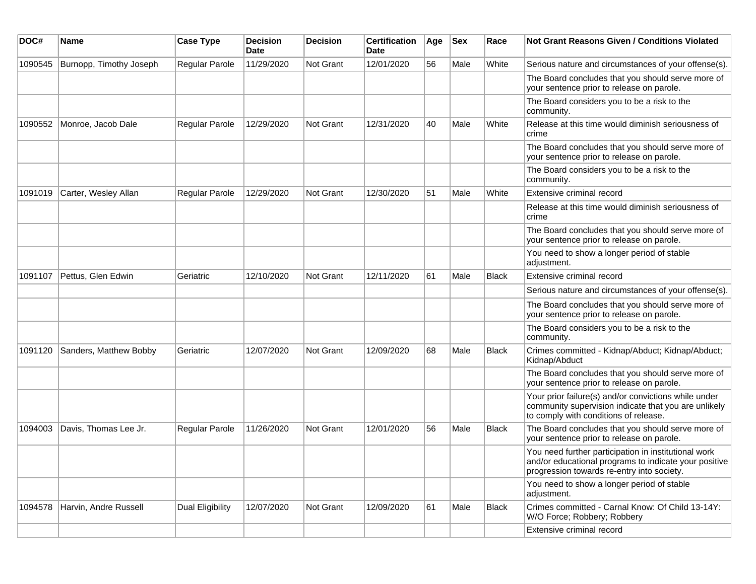| DOC# | Name | Case Type | Decision Date | Decision | Certification Date | Age | Sex | Race | Not Grant Reasons Given / Conditions Violated |
|---|---|---|---|---|---|---|---|---|---|
| 1090545 | Burnopp, Timothy Joseph | Regular Parole | 11/29/2020 | Not Grant | 12/01/2020 | 56 | Male | White | Serious nature and circumstances of your offense(s). |
| | | | | | | | | | The Board concludes that you should serve more of your sentence prior to release on parole. |
| | | | | | | | | | The Board considers you to be a risk to the community. |
| 1090552 | Monroe, Jacob Dale | Regular Parole | 12/29/2020 | Not Grant | 12/31/2020 | 40 | Male | White | Release at this time would diminish seriousness of crime |
| | | | | | | | | | The Board concludes that you should serve more of your sentence prior to release on parole. |
| | | | | | | | | | The Board considers you to be a risk to the community. |
| 1091019 | Carter, Wesley Allan | Regular Parole | 12/29/2020 | Not Grant | 12/30/2020 | 51 | Male | White | Extensive criminal record |
| | | | | | | | | | Release at this time would diminish seriousness of crime |
| | | | | | | | | | The Board concludes that you should serve more of your sentence prior to release on parole. |
| | | | | | | | | | You need to show a longer period of stable adjustment. |
| 1091107 | Pettus, Glen Edwin | Geriatric | 12/10/2020 | Not Grant | 12/11/2020 | 61 | Male | Black | Extensive criminal record |
| | | | | | | | | | Serious nature and circumstances of your offense(s). |
| | | | | | | | | | The Board concludes that you should serve more of your sentence prior to release on parole. |
| | | | | | | | | | The Board considers you to be a risk to the community. |
| 1091120 | Sanders, Matthew Bobby | Geriatric | 12/07/2020 | Not Grant | 12/09/2020 | 68 | Male | Black | Crimes committed - Kidnap/Abduct; Kidnap/Abduct; Kidnap/Abduct |
| | | | | | | | | | The Board concludes that you should serve more of your sentence prior to release on parole. |
| | | | | | | | | | Your prior failure(s) and/or convictions while under community supervision indicate that you are unlikely to comply with conditions of release. |
| 1094003 | Davis, Thomas Lee Jr. | Regular Parole | 11/26/2020 | Not Grant | 12/01/2020 | 56 | Male | Black | The Board concludes that you should serve more of your sentence prior to release on parole. |
| | | | | | | | | | You need further participation in institutional work and/or educational programs to indicate your positive progression towards re-entry into society. |
| | | | | | | | | | You need to show a longer period of stable adjustment. |
| 1094578 | Harvin, Andre Russell | Dual Eligibility | 12/07/2020 | Not Grant | 12/09/2020 | 61 | Male | Black | Crimes committed - Carnal Know: Of Child 13-14Y: W/O Force; Robbery; Robbery |
| | | | | | | | | | Extensive criminal record |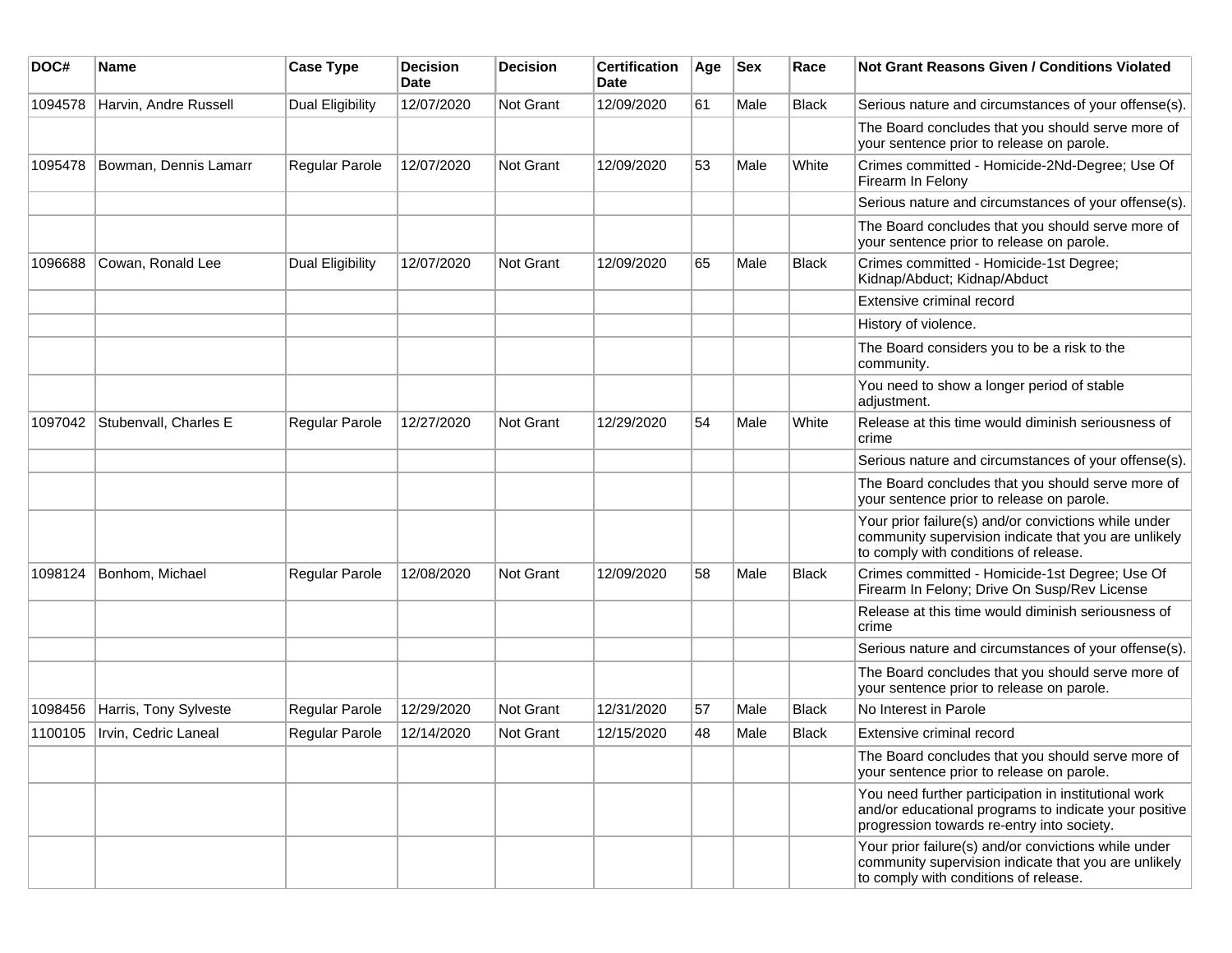| DOC# | Name | Case Type | Decision Date | Decision | Certification Date | Age | Sex | Race | Not Grant Reasons Given / Conditions Violated |
|---|---|---|---|---|---|---|---|---|---|
| 1094578 | Harvin, Andre Russell | Dual Eligibility | 12/07/2020 | Not Grant | 12/09/2020 | 61 | Male | Black | Serious nature and circumstances of your offense(s). |
| | | | | | | | | | The Board concludes that you should serve more of your sentence prior to release on parole. |
| 1095478 | Bowman, Dennis Lamarr | Regular Parole | 12/07/2020 | Not Grant | 12/09/2020 | 53 | Male | White | Crimes committed - Homicide-2Nd-Degree; Use Of Firearm In Felony |
| | | | | | | | | | Serious nature and circumstances of your offense(s). |
| | | | | | | | | | The Board concludes that you should serve more of your sentence prior to release on parole. |
| 1096688 | Cowan, Ronald Lee | Dual Eligibility | 12/07/2020 | Not Grant | 12/09/2020 | 65 | Male | Black | Crimes committed - Homicide-1st Degree; Kidnap/Abduct; Kidnap/Abduct |
| | | | | | | | | | Extensive criminal record |
| | | | | | | | | | History of violence. |
| | | | | | | | | | The Board considers you to be a risk to the community. |
| | | | | | | | | | You need to show a longer period of stable adjustment. |
| 1097042 | Stubenvall, Charles E | Regular Parole | 12/27/2020 | Not Grant | 12/29/2020 | 54 | Male | White | Release at this time would diminish seriousness of crime |
| | | | | | | | | | Serious nature and circumstances of your offense(s). |
| | | | | | | | | | The Board concludes that you should serve more of your sentence prior to release on parole. |
| | | | | | | | | | Your prior failure(s) and/or convictions while under community supervision indicate that you are unlikely to comply with conditions of release. |
| 1098124 | Bonhom, Michael | Regular Parole | 12/08/2020 | Not Grant | 12/09/2020 | 58 | Male | Black | Crimes committed - Homicide-1st Degree; Use Of Firearm In Felony; Drive On Susp/Rev License |
| | | | | | | | | | Release at this time would diminish seriousness of crime |
| | | | | | | | | | Serious nature and circumstances of your offense(s). |
| | | | | | | | | | The Board concludes that you should serve more of your sentence prior to release on parole. |
| 1098456 | Harris, Tony Sylveste | Regular Parole | 12/29/2020 | Not Grant | 12/31/2020 | 57 | Male | Black | No Interest in Parole |
| 1100105 | Irvin, Cedric Laneal | Regular Parole | 12/14/2020 | Not Grant | 12/15/2020 | 48 | Male | Black | Extensive criminal record |
| | | | | | | | | | The Board concludes that you should serve more of your sentence prior to release on parole. |
| | | | | | | | | | You need further participation in institutional work and/or educational programs to indicate your positive progression towards re-entry into society. |
| | | | | | | | | | Your prior failure(s) and/or convictions while under community supervision indicate that you are unlikely to comply with conditions of release. |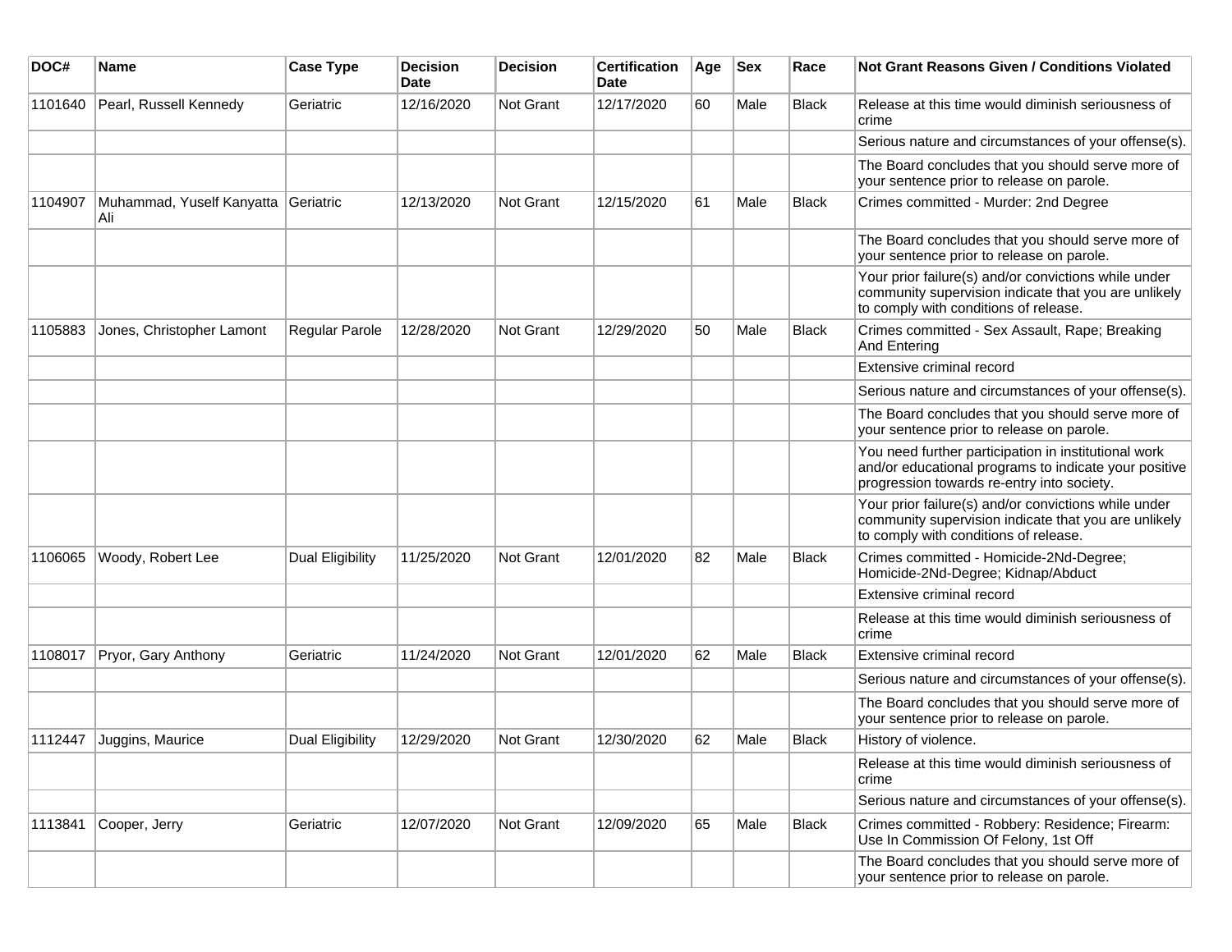| DOC# | Name | Case Type | Decision Date | Decision | Certification Date | Age | Sex | Race | Not Grant Reasons Given / Conditions Violated |
|---|---|---|---|---|---|---|---|---|---|
| 1101640 | Pearl, Russell Kennedy | Geriatric | 12/16/2020 | Not Grant | 12/17/2020 | 60 | Male | Black | Release at this time would diminish seriousness of crime |
| | | | | | | | | | Serious nature and circumstances of your offense(s). |
| | | | | | | | | | The Board concludes that you should serve more of your sentence prior to release on parole. |
| 1104907 | Muhammad, Yuself Kanyatta Ali | Geriatric | 12/13/2020 | Not Grant | 12/15/2020 | 61 | Male | Black | Crimes committed - Murder: 2nd Degree |
| | | | | | | | | | The Board concludes that you should serve more of your sentence prior to release on parole. |
| | | | | | | | | | Your prior failure(s) and/or convictions while under community supervision indicate that you are unlikely to comply with conditions of release. |
| 1105883 | Jones, Christopher Lamont | Regular Parole | 12/28/2020 | Not Grant | 12/29/2020 | 50 | Male | Black | Crimes committed - Sex Assault, Rape; Breaking And Entering |
| | | | | | | | | | Extensive criminal record |
| | | | | | | | | | Serious nature and circumstances of your offense(s). |
| | | | | | | | | | The Board concludes that you should serve more of your sentence prior to release on parole. |
| | | | | | | | | | You need further participation in institutional work and/or educational programs to indicate your positive progression towards re-entry into society. |
| | | | | | | | | | Your prior failure(s) and/or convictions while under community supervision indicate that you are unlikely to comply with conditions of release. |
| 1106065 | Woody, Robert Lee | Dual Eligibility | 11/25/2020 | Not Grant | 12/01/2020 | 82 | Male | Black | Crimes committed - Homicide-2Nd-Degree; Homicide-2Nd-Degree; Kidnap/Abduct |
| | | | | | | | | | Extensive criminal record |
| | | | | | | | | | Release at this time would diminish seriousness of crime |
| 1108017 | Pryor, Gary Anthony | Geriatric | 11/24/2020 | Not Grant | 12/01/2020 | 62 | Male | Black | Extensive criminal record |
| | | | | | | | | | Serious nature and circumstances of your offense(s). |
| | | | | | | | | | The Board concludes that you should serve more of your sentence prior to release on parole. |
| 1112447 | Juggins, Maurice | Dual Eligibility | 12/29/2020 | Not Grant | 12/30/2020 | 62 | Male | Black | History of violence. |
| | | | | | | | | | Release at this time would diminish seriousness of crime |
| | | | | | | | | | Serious nature and circumstances of your offense(s). |
| 1113841 | Cooper, Jerry | Geriatric | 12/07/2020 | Not Grant | 12/09/2020 | 65 | Male | Black | Crimes committed - Robbery: Residence; Firearm: Use In Commission Of Felony, 1st Off |
| | | | | | | | | | The Board concludes that you should serve more of your sentence prior to release on parole. |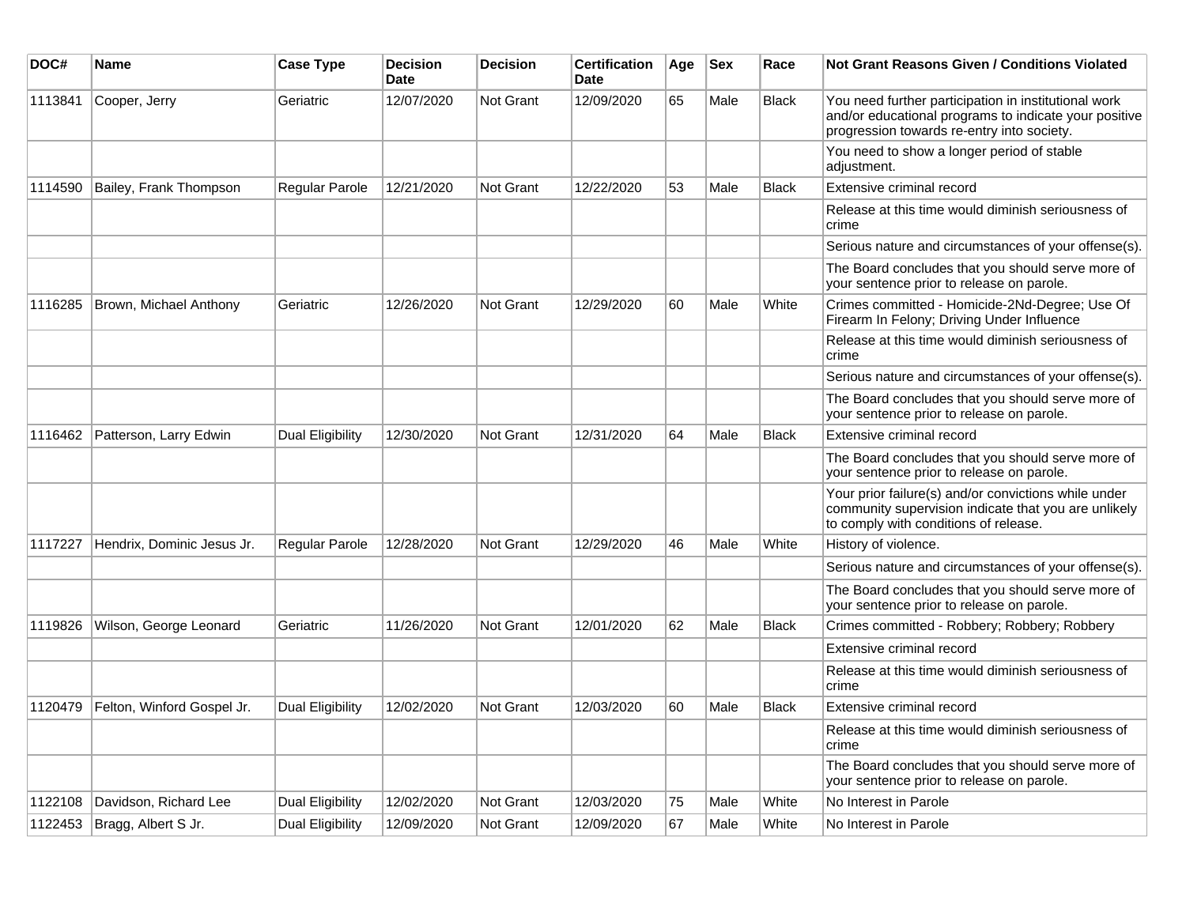| DOC# | Name | Case Type | Decision Date | Decision | Certification Date | Age | Sex | Race | Not Grant Reasons Given / Conditions Violated |
|---|---|---|---|---|---|---|---|---|---|
| 1113841 | Cooper, Jerry | Geriatric | 12/07/2020 | Not Grant | 12/09/2020 | 65 | Male | Black | You need further participation in institutional work and/or educational programs to indicate your positive progression towards re-entry into society. |
| | | | | | | | | | You need to show a longer period of stable adjustment. |
| 1114590 | Bailey, Frank Thompson | Regular Parole | 12/21/2020 | Not Grant | 12/22/2020 | 53 | Male | Black | Extensive criminal record |
| | | | | | | | | | Release at this time would diminish seriousness of crime |
| | | | | | | | | | Serious nature and circumstances of your offense(s). |
| | | | | | | | | | The Board concludes that you should serve more of your sentence prior to release on parole. |
| 1116285 | Brown, Michael Anthony | Geriatric | 12/26/2020 | Not Grant | 12/29/2020 | 60 | Male | White | Crimes committed - Homicide-2Nd-Degree; Use Of Firearm In Felony; Driving Under Influence |
| | | | | | | | | | Release at this time would diminish seriousness of crime |
| | | | | | | | | | Serious nature and circumstances of your offense(s). |
| | | | | | | | | | The Board concludes that you should serve more of your sentence prior to release on parole. |
| 1116462 | Patterson, Larry Edwin | Dual Eligibility | 12/30/2020 | Not Grant | 12/31/2020 | 64 | Male | Black | Extensive criminal record |
| | | | | | | | | | The Board concludes that you should serve more of your sentence prior to release on parole. |
| | | | | | | | | | Your prior failure(s) and/or convictions while under community supervision indicate that you are unlikely to comply with conditions of release. |
| 1117227 | Hendrix, Dominic Jesus Jr. | Regular Parole | 12/28/2020 | Not Grant | 12/29/2020 | 46 | Male | White | History of violence. |
| | | | | | | | | | Serious nature and circumstances of your offense(s). |
| | | | | | | | | | The Board concludes that you should serve more of your sentence prior to release on parole. |
| 1119826 | Wilson, George Leonard | Geriatric | 11/26/2020 | Not Grant | 12/01/2020 | 62 | Male | Black | Crimes committed - Robbery; Robbery; Robbery |
| | | | | | | | | | Extensive criminal record |
| | | | | | | | | | Release at this time would diminish seriousness of crime |
| 1120479 | Felton, Winford Gospel Jr. | Dual Eligibility | 12/02/2020 | Not Grant | 12/03/2020 | 60 | Male | Black | Extensive criminal record |
| | | | | | | | | | Release at this time would diminish seriousness of crime |
| | | | | | | | | | The Board concludes that you should serve more of your sentence prior to release on parole. |
| 1122108 | Davidson, Richard Lee | Dual Eligibility | 12/02/2020 | Not Grant | 12/03/2020 | 75 | Male | White | No Interest in Parole |
| 1122453 | Bragg, Albert S Jr. | Dual Eligibility | 12/09/2020 | Not Grant | 12/09/2020 | 67 | Male | White | No Interest in Parole |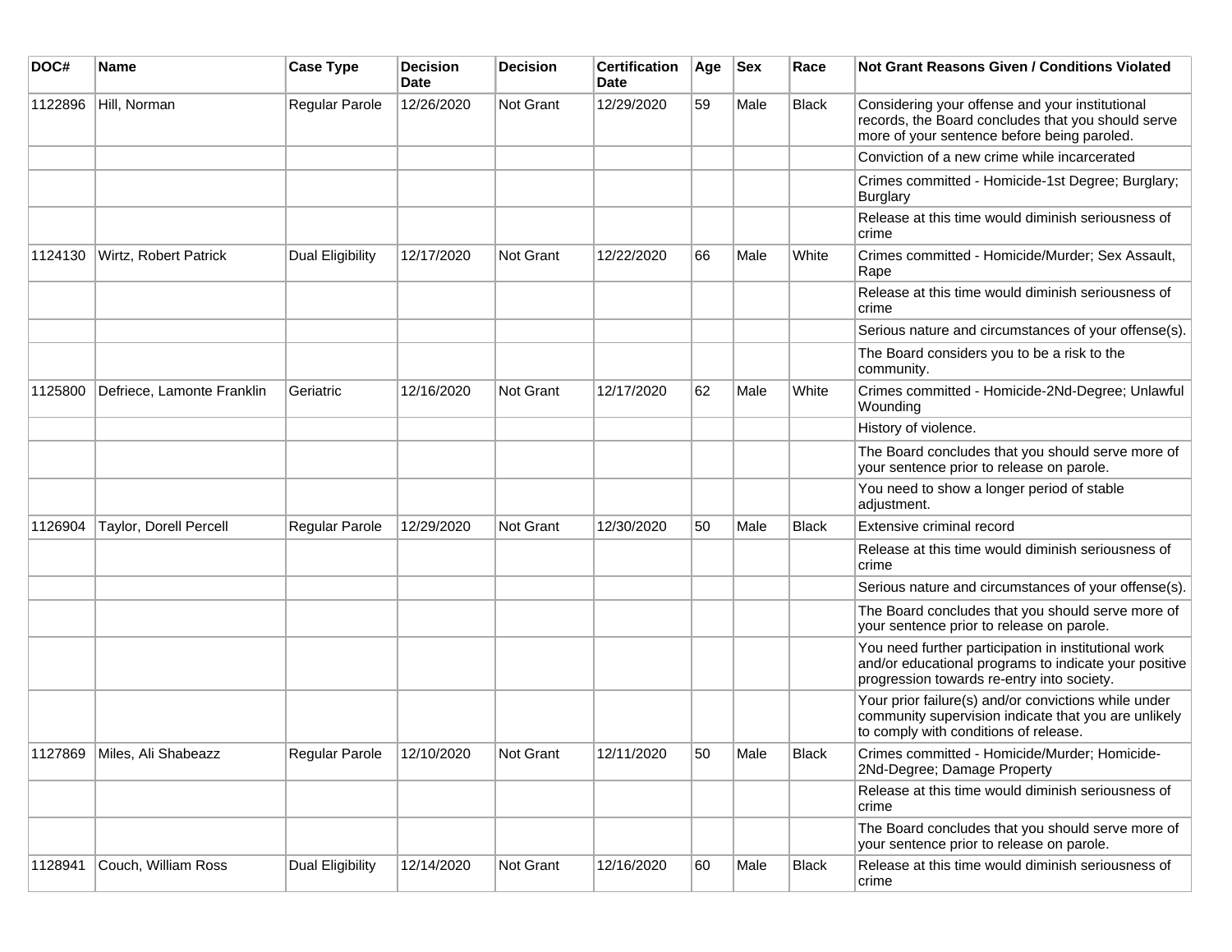| DOC# | Name | Case Type | Decision Date | Decision | Certification Date | Age | Sex | Race | Not Grant Reasons Given / Conditions Violated |
|---|---|---|---|---|---|---|---|---|---|
| 1122896 | Hill, Norman | Regular Parole | 12/26/2020 | Not Grant | 12/29/2020 | 59 | Male | Black | Considering your offense and your institutional records, the Board concludes that you should serve more of your sentence before being paroled. |
| | | | | | | | | | Conviction of a new crime while incarcerated |
| | | | | | | | | | Crimes committed - Homicide-1st Degree; Burglary; Burglary |
| | | | | | | | | | Release at this time would diminish seriousness of crime |
| 1124130 | Wirtz, Robert Patrick | Dual Eligibility | 12/17/2020 | Not Grant | 12/22/2020 | 66 | Male | White | Crimes committed - Homicide/Murder; Sex Assault, Rape |
| | | | | | | | | | Release at this time would diminish seriousness of crime |
| | | | | | | | | | Serious nature and circumstances of your offense(s). |
| | | | | | | | | | The Board considers you to be a risk to the community. |
| 1125800 | Defriece, Lamonte Franklin | Geriatric | 12/16/2020 | Not Grant | 12/17/2020 | 62 | Male | White | Crimes committed - Homicide-2Nd-Degree; Unlawful Wounding |
| | | | | | | | | | History of violence. |
| | | | | | | | | | The Board concludes that you should serve more of your sentence prior to release on parole. |
| | | | | | | | | | You need to show a longer period of stable adjustment. |
| 1126904 | Taylor, Dorell Percell | Regular Parole | 12/29/2020 | Not Grant | 12/30/2020 | 50 | Male | Black | Extensive criminal record |
| | | | | | | | | | Release at this time would diminish seriousness of crime |
| | | | | | | | | | Serious nature and circumstances of your offense(s). |
| | | | | | | | | | The Board concludes that you should serve more of your sentence prior to release on parole. |
| | | | | | | | | | You need further participation in institutional work and/or educational programs to indicate your positive progression towards re-entry into society. |
| | | | | | | | | | Your prior failure(s) and/or convictions while under community supervision indicate that you are unlikely to comply with conditions of release. |
| 1127869 | Miles, Ali Shabeazz | Regular Parole | 12/10/2020 | Not Grant | 12/11/2020 | 50 | Male | Black | Crimes committed - Homicide/Murder; Homicide-2Nd-Degree; Damage Property |
| | | | | | | | | | Release at this time would diminish seriousness of crime |
| | | | | | | | | | The Board concludes that you should serve more of your sentence prior to release on parole. |
| 1128941 | Couch, William Ross | Dual Eligibility | 12/14/2020 | Not Grant | 12/16/2020 | 60 | Male | Black | Release at this time would diminish seriousness of crime |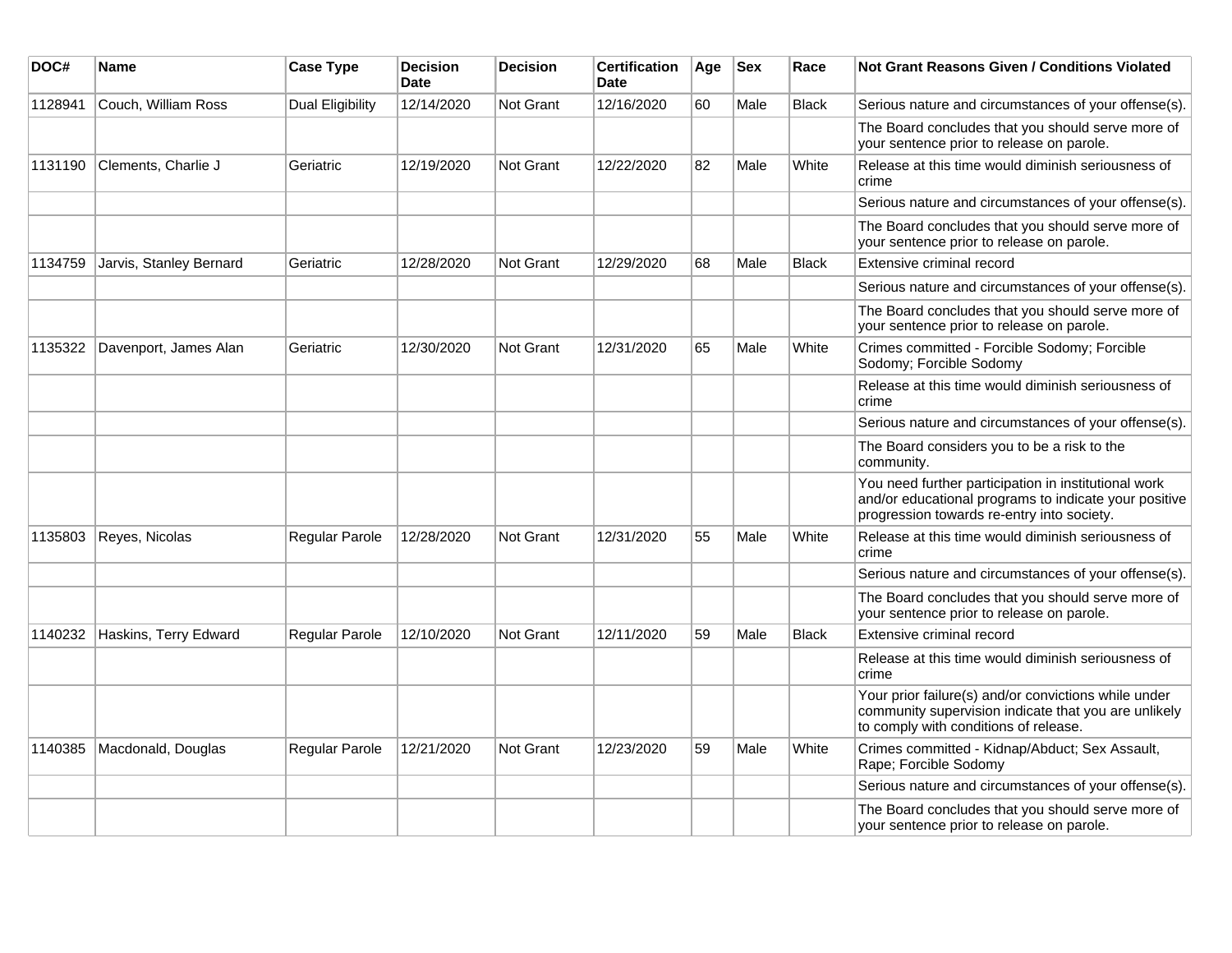| DOC# | Name | Case Type | Decision Date | Decision | Certification Date | Age | Sex | Race | Not Grant Reasons Given / Conditions Violated |
|---|---|---|---|---|---|---|---|---|---|
| 1128941 | Couch, William Ross | Dual Eligibility | 12/14/2020 | Not Grant | 12/16/2020 | 60 | Male | Black | Serious nature and circumstances of your offense(s). |
| | | | | | | | | | The Board concludes that you should serve more of your sentence prior to release on parole. |
| 1131190 | Clements, Charlie J | Geriatric | 12/19/2020 | Not Grant | 12/22/2020 | 82 | Male | White | Release at this time would diminish seriousness of crime |
| | | | | | | | | | Serious nature and circumstances of your offense(s). |
| | | | | | | | | | The Board concludes that you should serve more of your sentence prior to release on parole. |
| 1134759 | Jarvis, Stanley Bernard | Geriatric | 12/28/2020 | Not Grant | 12/29/2020 | 68 | Male | Black | Extensive criminal record |
| | | | | | | | | | Serious nature and circumstances of your offense(s). |
| | | | | | | | | | The Board concludes that you should serve more of your sentence prior to release on parole. |
| 1135322 | Davenport, James Alan | Geriatric | 12/30/2020 | Not Grant | 12/31/2020 | 65 | Male | White | Crimes committed - Forcible Sodomy; Forcible Sodomy; Forcible Sodomy |
| | | | | | | | | | Release at this time would diminish seriousness of crime |
| | | | | | | | | | Serious nature and circumstances of your offense(s). |
| | | | | | | | | | The Board considers you to be a risk to the community. |
| | | | | | | | | | You need further participation in institutional work and/or educational programs to indicate your positive progression towards re-entry into society. |
| 1135803 | Reyes, Nicolas | Regular Parole | 12/28/2020 | Not Grant | 12/31/2020 | 55 | Male | White | Release at this time would diminish seriousness of crime |
| | | | | | | | | | Serious nature and circumstances of your offense(s). |
| | | | | | | | | | The Board concludes that you should serve more of your sentence prior to release on parole. |
| 1140232 | Haskins, Terry Edward | Regular Parole | 12/10/2020 | Not Grant | 12/11/2020 | 59 | Male | Black | Extensive criminal record |
| | | | | | | | | | Release at this time would diminish seriousness of crime |
| | | | | | | | | | Your prior failure(s) and/or convictions while under community supervision indicate that you are unlikely to comply with conditions of release. |
| 1140385 | Macdonald, Douglas | Regular Parole | 12/21/2020 | Not Grant | 12/23/2020 | 59 | Male | White | Crimes committed - Kidnap/Abduct; Sex Assault, Rape; Forcible Sodomy |
| | | | | | | | | | Serious nature and circumstances of your offense(s). |
| | | | | | | | | | The Board concludes that you should serve more of your sentence prior to release on parole. |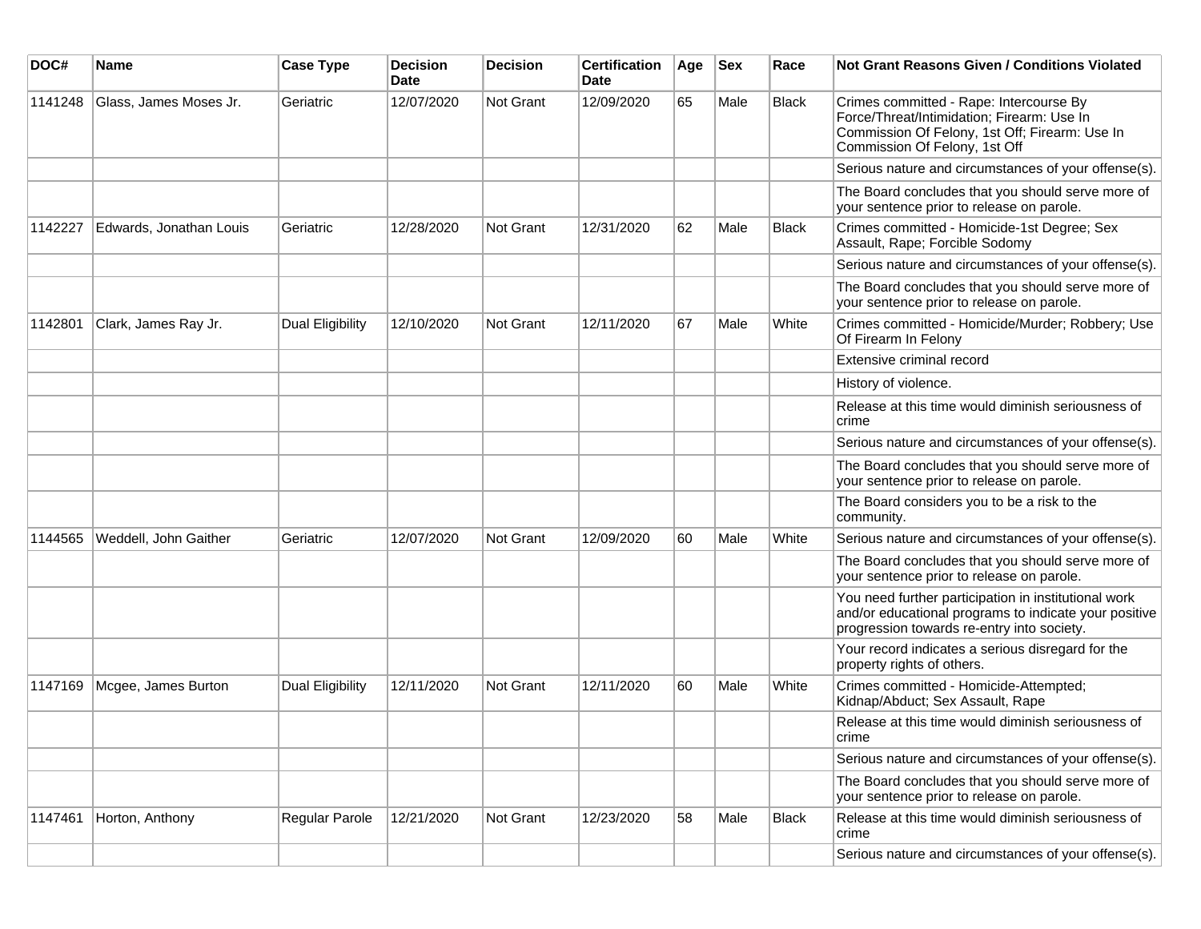| DOC# | Name | Case Type | Decision Date | Decision | Certification Date | Age | Sex | Race | Not Grant Reasons Given / Conditions Violated |
|---|---|---|---|---|---|---|---|---|---|
| 1141248 | Glass, James Moses Jr. | Geriatric | 12/07/2020 | Not Grant | 12/09/2020 | 65 | Male | Black | Crimes committed - Rape: Intercourse By Force/Threat/Intimidation; Firearm: Use In Commission Of Felony, 1st Off; Firearm: Use In Commission Of Felony, 1st Off |
| | | | | | | | | | Serious nature and circumstances of your offense(s). |
| | | | | | | | | | The Board concludes that you should serve more of your sentence prior to release on parole. |
| 1142227 | Edwards, Jonathan Louis | Geriatric | 12/28/2020 | Not Grant | 12/31/2020 | 62 | Male | Black | Crimes committed - Homicide-1st Degree; Sex Assault, Rape; Forcible Sodomy |
| | | | | | | | | | Serious nature and circumstances of your offense(s). |
| | | | | | | | | | The Board concludes that you should serve more of your sentence prior to release on parole. |
| 1142801 | Clark, James Ray Jr. | Dual Eligibility | 12/10/2020 | Not Grant | 12/11/2020 | 67 | Male | White | Crimes committed - Homicide/Murder; Robbery; Use Of Firearm In Felony |
| | | | | | | | | | Extensive criminal record |
| | | | | | | | | | History of violence. |
| | | | | | | | | | Release at this time would diminish seriousness of crime |
| | | | | | | | | | Serious nature and circumstances of your offense(s). |
| | | | | | | | | | The Board concludes that you should serve more of your sentence prior to release on parole. |
| | | | | | | | | | The Board considers you to be a risk to the community. |
| 1144565 | Weddell, John Gaither | Geriatric | 12/07/2020 | Not Grant | 12/09/2020 | 60 | Male | White | Serious nature and circumstances of your offense(s). |
| | | | | | | | | | The Board concludes that you should serve more of your sentence prior to release on parole. |
| | | | | | | | | | You need further participation in institutional work and/or educational programs to indicate your positive progression towards re-entry into society. |
| | | | | | | | | | Your record indicates a serious disregard for the property rights of others. |
| 1147169 | Mcgee, James Burton | Dual Eligibility | 12/11/2020 | Not Grant | 12/11/2020 | 60 | Male | White | Crimes committed - Homicide-Attempted; Kidnap/Abduct; Sex Assault, Rape |
| | | | | | | | | | Release at this time would diminish seriousness of crime |
| | | | | | | | | | Serious nature and circumstances of your offense(s). |
| | | | | | | | | | The Board concludes that you should serve more of your sentence prior to release on parole. |
| 1147461 | Horton, Anthony | Regular Parole | 12/21/2020 | Not Grant | 12/23/2020 | 58 | Male | Black | Release at this time would diminish seriousness of crime |
| | | | | | | | | | Serious nature and circumstances of your offense(s). |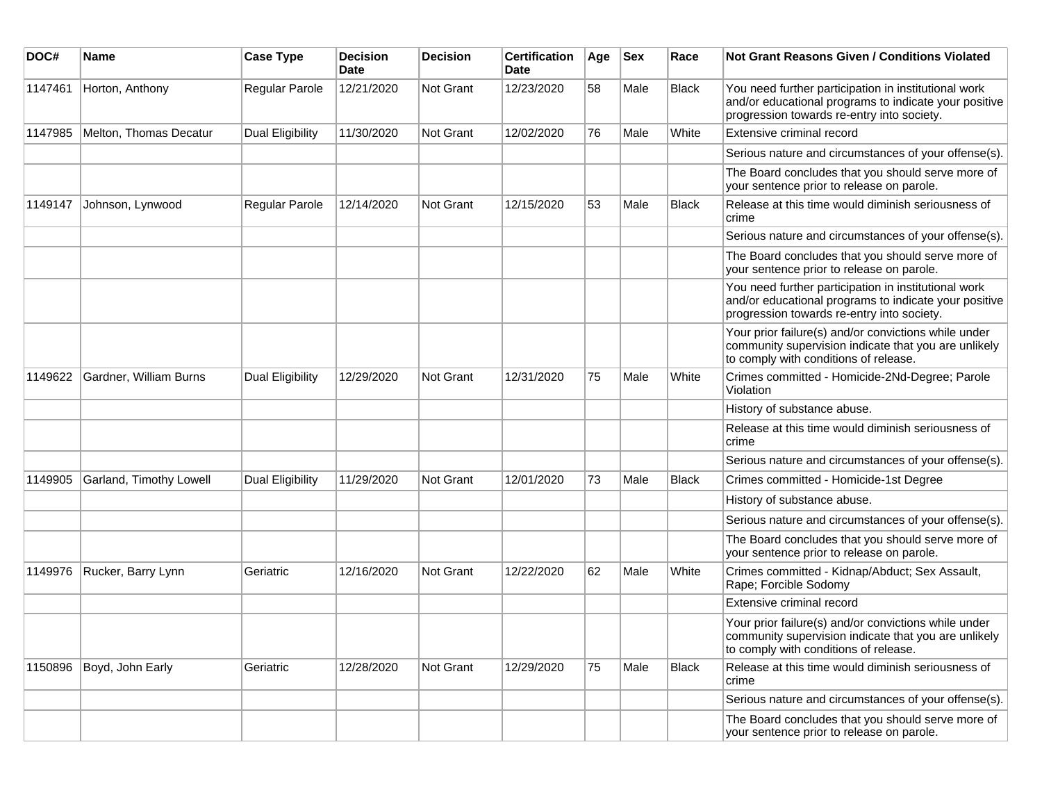| DOC# | Name | Case Type | Decision Date | Decision | Certification Date | Age | Sex | Race | Not Grant Reasons Given / Conditions Violated |
|---|---|---|---|---|---|---|---|---|---|
| 1147461 | Horton, Anthony | Regular Parole | 12/21/2020 | Not Grant | 12/23/2020 | 58 | Male | Black | You need further participation in institutional work and/or educational programs to indicate your positive progression towards re-entry into society. |
| 1147985 | Melton, Thomas Decatur | Dual Eligibility | 11/30/2020 | Not Grant | 12/02/2020 | 76 | Male | White | Extensive criminal record |
| | | | | | | | | | Serious nature and circumstances of your offense(s). |
| | | | | | | | | | The Board concludes that you should serve more of your sentence prior to release on parole. |
| 1149147 | Johnson, Lynwood | Regular Parole | 12/14/2020 | Not Grant | 12/15/2020 | 53 | Male | Black | Release at this time would diminish seriousness of crime |
| | | | | | | | | | Serious nature and circumstances of your offense(s). |
| | | | | | | | | | The Board concludes that you should serve more of your sentence prior to release on parole. |
| | | | | | | | | | You need further participation in institutional work and/or educational programs to indicate your positive progression towards re-entry into society. |
| | | | | | | | | | Your prior failure(s) and/or convictions while under community supervision indicate that you are unlikely to comply with conditions of release. |
| 1149622 | Gardner, William Burns | Dual Eligibility | 12/29/2020 | Not Grant | 12/31/2020 | 75 | Male | White | Crimes committed - Homicide-2Nd-Degree; Parole Violation |
| | | | | | | | | | History of substance abuse. |
| | | | | | | | | | Release at this time would diminish seriousness of crime |
| | | | | | | | | | Serious nature and circumstances of your offense(s). |
| 1149905 | Garland, Timothy Lowell | Dual Eligibility | 11/29/2020 | Not Grant | 12/01/2020 | 73 | Male | Black | Crimes committed - Homicide-1st Degree |
| | | | | | | | | | History of substance abuse. |
| | | | | | | | | | Serious nature and circumstances of your offense(s). |
| | | | | | | | | | The Board concludes that you should serve more of your sentence prior to release on parole. |
| 1149976 | Rucker, Barry Lynn | Geriatric | 12/16/2020 | Not Grant | 12/22/2020 | 62 | Male | White | Crimes committed - Kidnap/Abduct; Sex Assault, Rape; Forcible Sodomy |
| | | | | | | | | | Extensive criminal record |
| | | | | | | | | | Your prior failure(s) and/or convictions while under community supervision indicate that you are unlikely to comply with conditions of release. |
| 1150896 | Boyd, John Early | Geriatric | 12/28/2020 | Not Grant | 12/29/2020 | 75 | Male | Black | Release at this time would diminish seriousness of crime |
| | | | | | | | | | Serious nature and circumstances of your offense(s). |
| | | | | | | | | | The Board concludes that you should serve more of your sentence prior to release on parole. |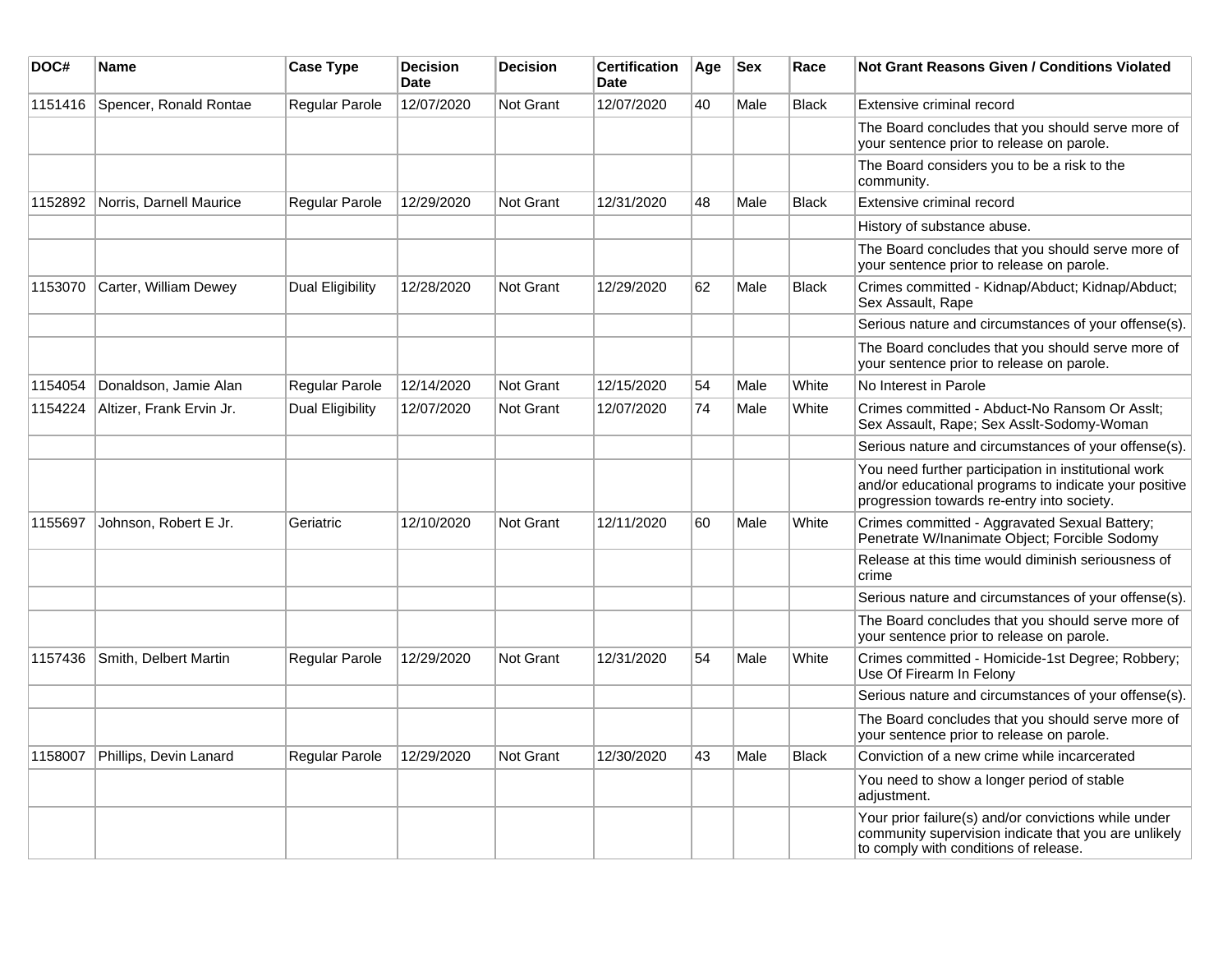| DOC# | Name | Case Type | Decision Date | Decision | Certification Date | Age | Sex | Race | Not Grant Reasons Given / Conditions Violated |
|---|---|---|---|---|---|---|---|---|---|
| 1151416 | Spencer, Ronald Rontae | Regular Parole | 12/07/2020 | Not Grant | 12/07/2020 | 40 | Male | Black | Extensive criminal record |
| | | | | | | | | | The Board concludes that you should serve more of your sentence prior to release on parole. |
| | | | | | | | | | The Board considers you to be a risk to the community. |
| 1152892 | Norris, Darnell Maurice | Regular Parole | 12/29/2020 | Not Grant | 12/31/2020 | 48 | Male | Black | Extensive criminal record |
| | | | | | | | | | History of substance abuse. |
| | | | | | | | | | The Board concludes that you should serve more of your sentence prior to release on parole. |
| 1153070 | Carter, William Dewey | Dual Eligibility | 12/28/2020 | Not Grant | 12/29/2020 | 62 | Male | Black | Crimes committed - Kidnap/Abduct; Kidnap/Abduct; Sex Assault, Rape |
| | | | | | | | | | Serious nature and circumstances of your offense(s). |
| | | | | | | | | | The Board concludes that you should serve more of your sentence prior to release on parole. |
| 1154054 | Donaldson, Jamie Alan | Regular Parole | 12/14/2020 | Not Grant | 12/15/2020 | 54 | Male | White | No Interest in Parole |
| 1154224 | Altizer, Frank Ervin Jr. | Dual Eligibility | 12/07/2020 | Not Grant | 12/07/2020 | 74 | Male | White | Crimes committed - Abduct-No Ransom Or Asslt; Sex Assault, Rape; Sex Asslt-Sodomy-Woman |
| | | | | | | | | | Serious nature and circumstances of your offense(s). |
| | | | | | | | | | You need further participation in institutional work and/or educational programs to indicate your positive progression towards re-entry into society. |
| 1155697 | Johnson, Robert E Jr. | Geriatric | 12/10/2020 | Not Grant | 12/11/2020 | 60 | Male | White | Crimes committed - Aggravated Sexual Battery; Penetrate W/Inanimate Object; Forcible Sodomy |
| | | | | | | | | | Release at this time would diminish seriousness of crime |
| | | | | | | | | | Serious nature and circumstances of your offense(s). |
| | | | | | | | | | The Board concludes that you should serve more of your sentence prior to release on parole. |
| 1157436 | Smith, Delbert Martin | Regular Parole | 12/29/2020 | Not Grant | 12/31/2020 | 54 | Male | White | Crimes committed - Homicide-1st Degree; Robbery; Use Of Firearm In Felony |
| | | | | | | | | | Serious nature and circumstances of your offense(s). |
| | | | | | | | | | The Board concludes that you should serve more of your sentence prior to release on parole. |
| 1158007 | Phillips, Devin Lanard | Regular Parole | 12/29/2020 | Not Grant | 12/30/2020 | 43 | Male | Black | Conviction of a new crime while incarcerated |
| | | | | | | | | | You need to show a longer period of stable adjustment. |
| | | | | | | | | | Your prior failure(s) and/or convictions while under community supervision indicate that you are unlikely to comply with conditions of release. |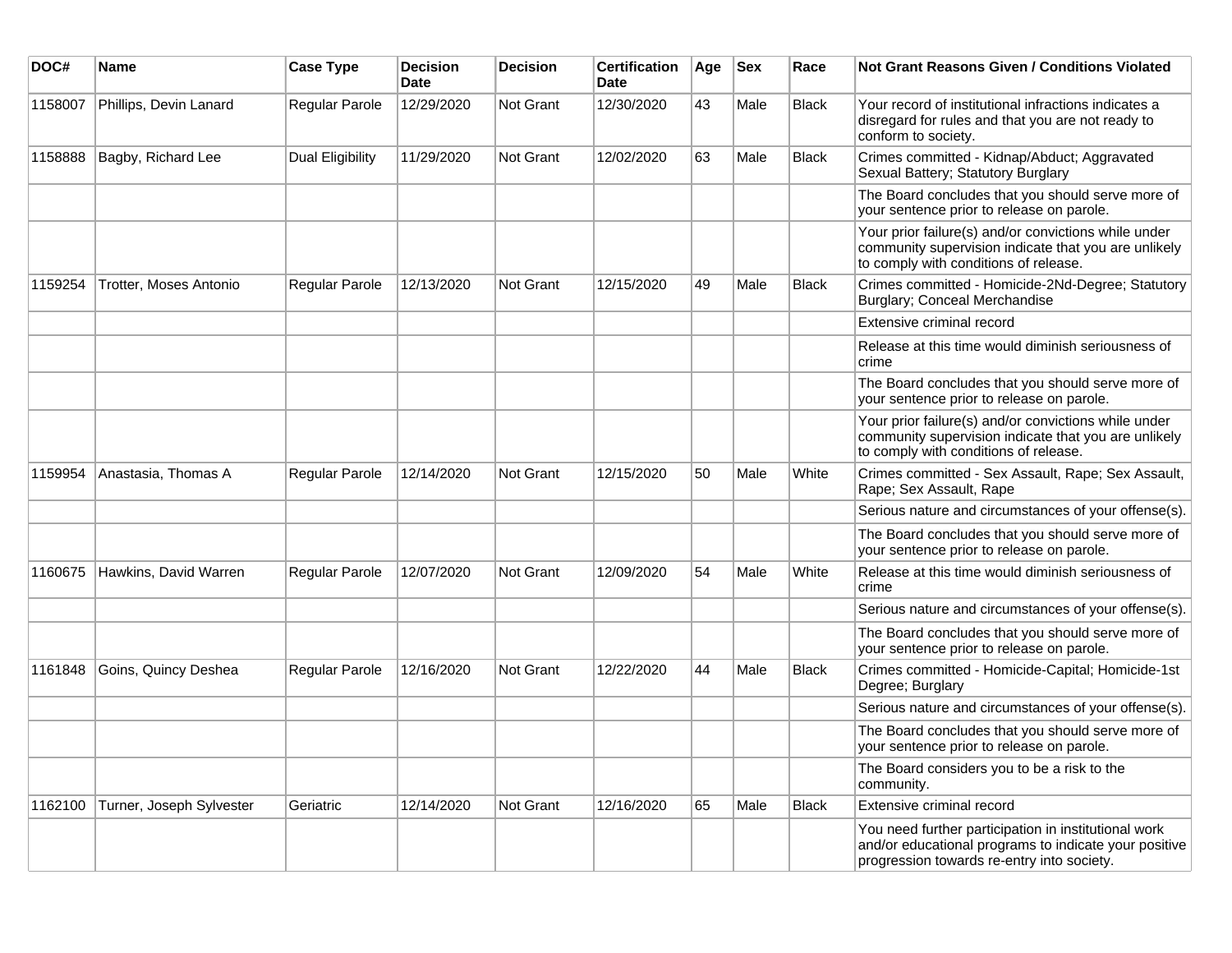| DOC# | Name | Case Type | Decision Date | Decision | Certification Date | Age | Sex | Race | Not Grant Reasons Given / Conditions Violated |
|---|---|---|---|---|---|---|---|---|---|
| 1158007 | Phillips, Devin Lanard | Regular Parole | 12/29/2020 | Not Grant | 12/30/2020 | 43 | Male | Black | Your record of institutional infractions indicates a disregard for rules and that you are not ready to conform to society. |
| 1158888 | Bagby, Richard Lee | Dual Eligibility | 11/29/2020 | Not Grant | 12/02/2020 | 63 | Male | Black | Crimes committed - Kidnap/Abduct; Aggravated Sexual Battery; Statutory Burglary |
| | | | | | | | | | The Board concludes that you should serve more of your sentence prior to release on parole. |
| | | | | | | | | | Your prior failure(s) and/or convictions while under community supervision indicate that you are unlikely to comply with conditions of release. |
| 1159254 | Trotter, Moses Antonio | Regular Parole | 12/13/2020 | Not Grant | 12/15/2020 | 49 | Male | Black | Crimes committed - Homicide-2Nd-Degree; Statutory Burglary; Conceal Merchandise |
| | | | | | | | | | Extensive criminal record |
| | | | | | | | | | Release at this time would diminish seriousness of crime |
| | | | | | | | | | The Board concludes that you should serve more of your sentence prior to release on parole. |
| | | | | | | | | | Your prior failure(s) and/or convictions while under community supervision indicate that you are unlikely to comply with conditions of release. |
| 1159954 | Anastasia, Thomas A | Regular Parole | 12/14/2020 | Not Grant | 12/15/2020 | 50 | Male | White | Crimes committed - Sex Assault, Rape; Sex Assault, Rape; Sex Assault, Rape |
| | | | | | | | | | Serious nature and circumstances of your offense(s). |
| | | | | | | | | | The Board concludes that you should serve more of your sentence prior to release on parole. |
| 1160675 | Hawkins, David Warren | Regular Parole | 12/07/2020 | Not Grant | 12/09/2020 | 54 | Male | White | Release at this time would diminish seriousness of crime |
| | | | | | | | | | Serious nature and circumstances of your offense(s). |
| | | | | | | | | | The Board concludes that you should serve more of your sentence prior to release on parole. |
| 1161848 | Goins, Quincy Deshea | Regular Parole | 12/16/2020 | Not Grant | 12/22/2020 | 44 | Male | Black | Crimes committed - Homicide-Capital; Homicide-1st Degree; Burglary |
| | | | | | | | | | Serious nature and circumstances of your offense(s). |
| | | | | | | | | | The Board concludes that you should serve more of your sentence prior to release on parole. |
| | | | | | | | | | The Board considers you to be a risk to the community. |
| 1162100 | Turner, Joseph Sylvester | Geriatric | 12/14/2020 | Not Grant | 12/16/2020 | 65 | Male | Black | Extensive criminal record |
| | | | | | | | | | You need further participation in institutional work and/or educational programs to indicate your positive progression towards re-entry into society. |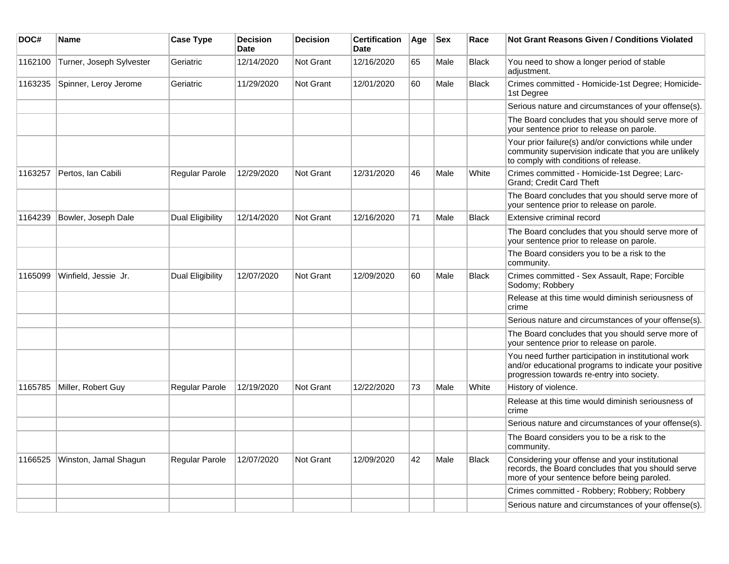| DOC# | Name | Case Type | Decision Date | Decision | Certification Date | Age | Sex | Race | Not Grant Reasons Given / Conditions Violated |
|---|---|---|---|---|---|---|---|---|---|
| 1162100 | Turner, Joseph Sylvester | Geriatric | 12/14/2020 | Not Grant | 12/16/2020 | 65 | Male | Black | You need to show a longer period of stable adjustment. |
| 1163235 | Spinner, Leroy Jerome | Geriatric | 11/29/2020 | Not Grant | 12/01/2020 | 60 | Male | Black | Crimes committed - Homicide-1st Degree; Homicide-1st Degree |
| | | | | | | | | | Serious nature and circumstances of your offense(s). |
| | | | | | | | | | The Board concludes that you should serve more of your sentence prior to release on parole. |
| | | | | | | | | | Your prior failure(s) and/or convictions while under community supervision indicate that you are unlikely to comply with conditions of release. |
| 1163257 | Pertos, Ian Cabili | Regular Parole | 12/29/2020 | Not Grant | 12/31/2020 | 46 | Male | White | Crimes committed - Homicide-1st Degree; Larc-Grand; Credit Card Theft |
| | | | | | | | | | The Board concludes that you should serve more of your sentence prior to release on parole. |
| 1164239 | Bowler, Joseph Dale | Dual Eligibility | 12/14/2020 | Not Grant | 12/16/2020 | 71 | Male | Black | Extensive criminal record |
| | | | | | | | | | The Board concludes that you should serve more of your sentence prior to release on parole. |
| | | | | | | | | | The Board considers you to be a risk to the community. |
| 1165099 | Winfield, Jessie Jr. | Dual Eligibility | 12/07/2020 | Not Grant | 12/09/2020 | 60 | Male | Black | Crimes committed - Sex Assault, Rape; Forcible Sodomy; Robbery |
| | | | | | | | | | Release at this time would diminish seriousness of crime |
| | | | | | | | | | Serious nature and circumstances of your offense(s). |
| | | | | | | | | | The Board concludes that you should serve more of your sentence prior to release on parole. |
| | | | | | | | | | You need further participation in institutional work and/or educational programs to indicate your positive progression towards re-entry into society. |
| 1165785 | Miller, Robert Guy | Regular Parole | 12/19/2020 | Not Grant | 12/22/2020 | 73 | Male | White | History of violence. |
| | | | | | | | | | Release at this time would diminish seriousness of crime |
| | | | | | | | | | Serious nature and circumstances of your offense(s). |
| | | | | | | | | | The Board considers you to be a risk to the community. |
| 1166525 | Winston, Jamal Shagun | Regular Parole | 12/07/2020 | Not Grant | 12/09/2020 | 42 | Male | Black | Considering your offense and your institutional records, the Board concludes that you should serve more of your sentence before being paroled. |
| | | | | | | | | | Crimes committed - Robbery; Robbery; Robbery |
| | | | | | | | | | Serious nature and circumstances of your offense(s). |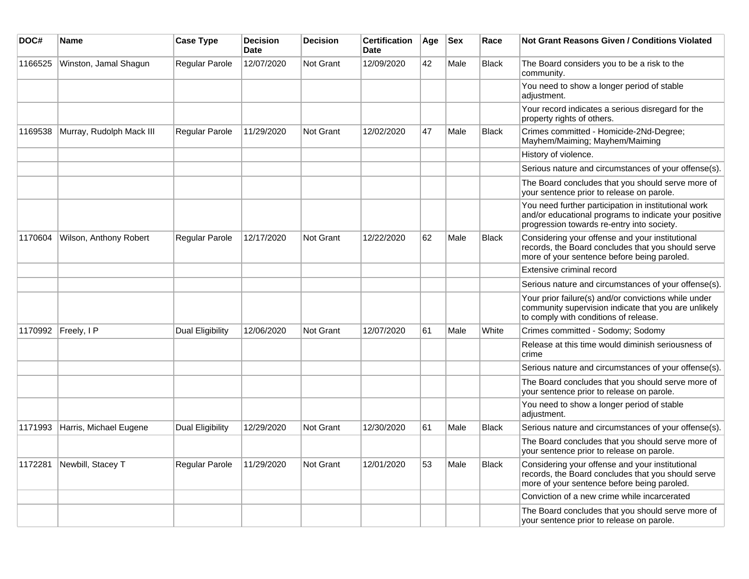| DOC# | Name | Case Type | Decision Date | Decision | Certification Date | Age | Sex | Race | Not Grant Reasons Given / Conditions Violated |
|---|---|---|---|---|---|---|---|---|---|
| 1166525 | Winston, Jamal Shagun | Regular Parole | 12/07/2020 | Not Grant | 12/09/2020 | 42 | Male | Black | The Board considers you to be a risk to the community. |
| | | | | | | | | | You need to show a longer period of stable adjustment. |
| | | | | | | | | | Your record indicates a serious disregard for the property rights of others. |
| 1169538 | Murray, Rudolph Mack III | Regular Parole | 11/29/2020 | Not Grant | 12/02/2020 | 47 | Male | Black | Crimes committed - Homicide-2Nd-Degree; Mayhem/Maiming; Mayhem/Maiming |
| | | | | | | | | | History of violence. |
| | | | | | | | | | Serious nature and circumstances of your offense(s). |
| | | | | | | | | | The Board concludes that you should serve more of your sentence prior to release on parole. |
| | | | | | | | | | You need further participation in institutional work and/or educational programs to indicate your positive progression towards re-entry into society. |
| 1170604 | Wilson, Anthony Robert | Regular Parole | 12/17/2020 | Not Grant | 12/22/2020 | 62 | Male | Black | Considering your offense and your institutional records, the Board concludes that you should serve more of your sentence before being paroled. |
| | | | | | | | | | Extensive criminal record |
| | | | | | | | | | Serious nature and circumstances of your offense(s). |
| | | | | | | | | | Your prior failure(s) and/or convictions while under community supervision indicate that you are unlikely to comply with conditions of release. |
| 1170992 | Freely, I P | Dual Eligibility | 12/06/2020 | Not Grant | 12/07/2020 | 61 | Male | White | Crimes committed - Sodomy; Sodomy |
| | | | | | | | | | Release at this time would diminish seriousness of crime |
| | | | | | | | | | Serious nature and circumstances of your offense(s). |
| | | | | | | | | | The Board concludes that you should serve more of your sentence prior to release on parole. |
| | | | | | | | | | You need to show a longer period of stable adjustment. |
| 1171993 | Harris, Michael Eugene | Dual Eligibility | 12/29/2020 | Not Grant | 12/30/2020 | 61 | Male | Black | Serious nature and circumstances of your offense(s). |
| | | | | | | | | | The Board concludes that you should serve more of your sentence prior to release on parole. |
| 1172281 | Newbill, Stacey T | Regular Parole | 11/29/2020 | Not Grant | 12/01/2020 | 53 | Male | Black | Considering your offense and your institutional records, the Board concludes that you should serve more of your sentence before being paroled. |
| | | | | | | | | | Conviction of a new crime while incarcerated |
| | | | | | | | | | The Board concludes that you should serve more of your sentence prior to release on parole. |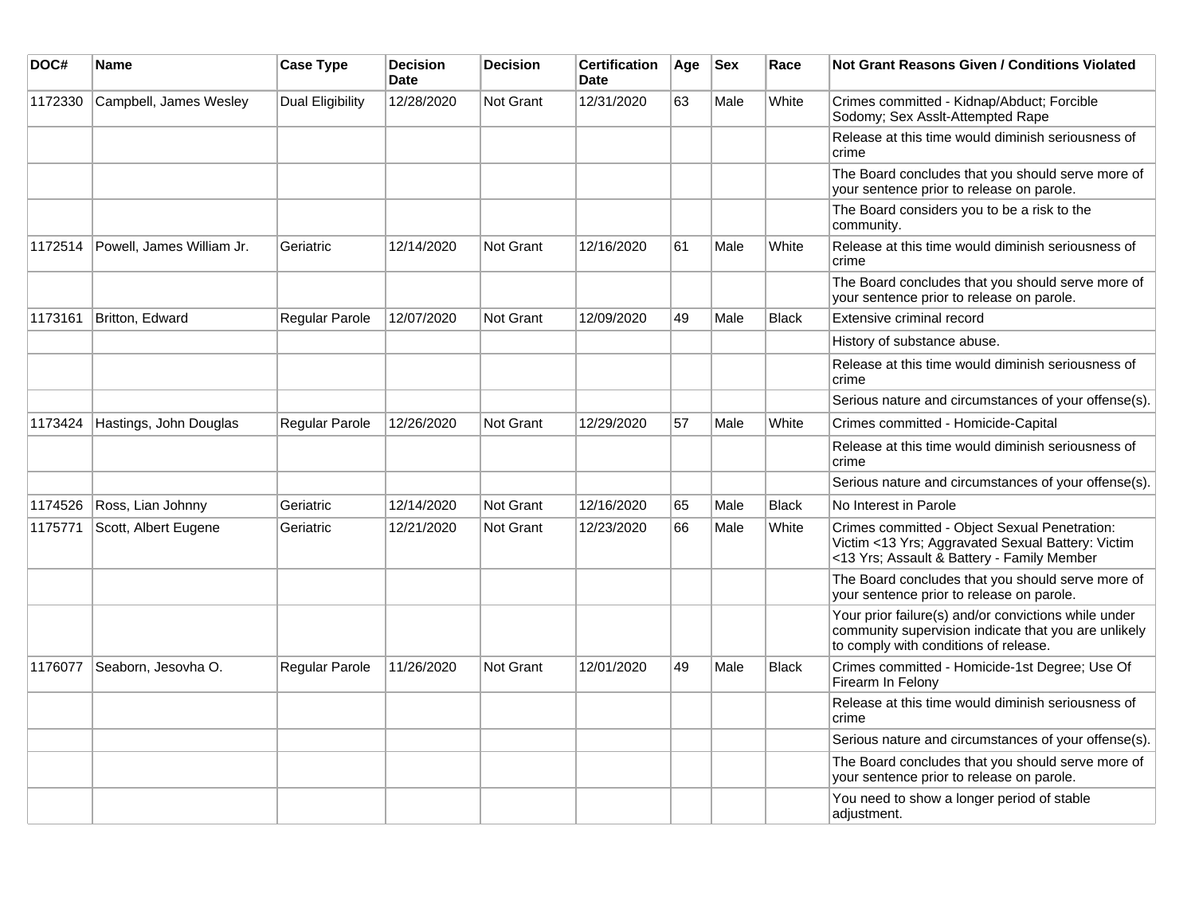| DOC# | Name | Case Type | Decision Date | Decision | Certification Date | Age | Sex | Race | Not Grant Reasons Given / Conditions Violated |
|---|---|---|---|---|---|---|---|---|---|
| 1172330 | Campbell, James Wesley | Dual Eligibility | 12/28/2020 | Not Grant | 12/31/2020 | 63 | Male | White | Crimes committed - Kidnap/Abduct; Forcible Sodomy; Sex Asslt-Attempted Rape |
| | | | | | | | | | Release at this time would diminish seriousness of crime |
| | | | | | | | | | The Board concludes that you should serve more of your sentence prior to release on parole. |
| | | | | | | | | | The Board considers you to be a risk to the community. |
| 1172514 | Powell, James William Jr. | Geriatric | 12/14/2020 | Not Grant | 12/16/2020 | 61 | Male | White | Release at this time would diminish seriousness of crime |
| | | | | | | | | | The Board concludes that you should serve more of your sentence prior to release on parole. |
| 1173161 | Britton, Edward | Regular Parole | 12/07/2020 | Not Grant | 12/09/2020 | 49 | Male | Black | Extensive criminal record |
| | | | | | | | | | History of substance abuse. |
| | | | | | | | | | Release at this time would diminish seriousness of crime |
| | | | | | | | | | Serious nature and circumstances of your offense(s). |
| 1173424 | Hastings, John Douglas | Regular Parole | 12/26/2020 | Not Grant | 12/29/2020 | 57 | Male | White | Crimes committed - Homicide-Capital |
| | | | | | | | | | Release at this time would diminish seriousness of crime |
| | | | | | | | | | Serious nature and circumstances of your offense(s). |
| 1174526 | Ross, Lian Johnny | Geriatric | 12/14/2020 | Not Grant | 12/16/2020 | 65 | Male | Black | No Interest in Parole |
| 1175771 | Scott, Albert Eugene | Geriatric | 12/21/2020 | Not Grant | 12/23/2020 | 66 | Male | White | Crimes committed - Object Sexual Penetration: Victim <13 Yrs; Aggravated Sexual Battery: Victim <13 Yrs; Assault & Battery - Family Member |
| | | | | | | | | | The Board concludes that you should serve more of your sentence prior to release on parole. |
| | | | | | | | | | Your prior failure(s) and/or convictions while under community supervision indicate that you are unlikely to comply with conditions of release. |
| 1176077 | Seaborn, Jesovha O. | Regular Parole | 11/26/2020 | Not Grant | 12/01/2020 | 49 | Male | Black | Crimes committed - Homicide-1st Degree; Use Of Firearm In Felony |
| | | | | | | | | | Release at this time would diminish seriousness of crime |
| | | | | | | | | | Serious nature and circumstances of your offense(s). |
| | | | | | | | | | The Board concludes that you should serve more of your sentence prior to release on parole. |
| | | | | | | | | | You need to show a longer period of stable adjustment. |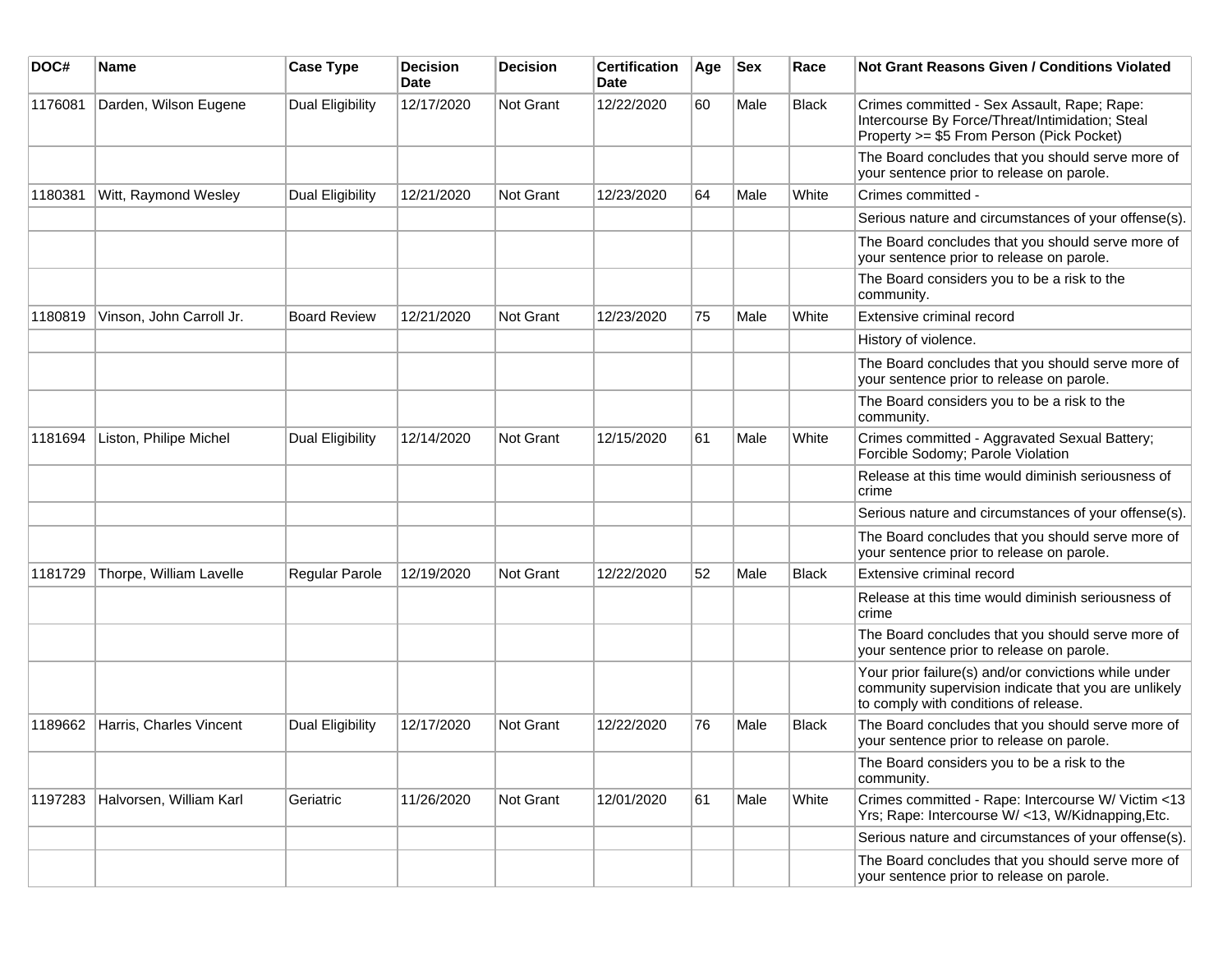| DOC# | Name | Case Type | Decision Date | Decision | Certification Date | Age | Sex | Race | Not Grant Reasons Given / Conditions Violated |
|---|---|---|---|---|---|---|---|---|---|
| 1176081 | Darden, Wilson Eugene | Dual Eligibility | 12/17/2020 | Not Grant | 12/22/2020 | 60 | Male | Black | Crimes committed - Sex Assault, Rape; Rape: Intercourse By Force/Threat/Intimidation; Steal Property >= $5 From Person (Pick Pocket) |
| | | | | | | | | | The Board concludes that you should serve more of your sentence prior to release on parole. |
| 1180381 | Witt, Raymond Wesley | Dual Eligibility | 12/21/2020 | Not Grant | 12/23/2020 | 64 | Male | White | Crimes committed - |
| | | | | | | | | | Serious nature and circumstances of your offense(s). |
| | | | | | | | | | The Board concludes that you should serve more of your sentence prior to release on parole. |
| | | | | | | | | | The Board considers you to be a risk to the community. |
| 1180819 | Vinson, John Carroll Jr. | Board Review | 12/21/2020 | Not Grant | 12/23/2020 | 75 | Male | White | Extensive criminal record |
| | | | | | | | | | History of violence. |
| | | | | | | | | | The Board concludes that you should serve more of your sentence prior to release on parole. |
| | | | | | | | | | The Board considers you to be a risk to the community. |
| 1181694 | Liston, Philipe Michel | Dual Eligibility | 12/14/2020 | Not Grant | 12/15/2020 | 61 | Male | White | Crimes committed - Aggravated Sexual Battery; Forcible Sodomy; Parole Violation |
| | | | | | | | | | Release at this time would diminish seriousness of crime |
| | | | | | | | | | Serious nature and circumstances of your offense(s). |
| | | | | | | | | | The Board concludes that you should serve more of your sentence prior to release on parole. |
| 1181729 | Thorpe, William Lavelle | Regular Parole | 12/19/2020 | Not Grant | 12/22/2020 | 52 | Male | Black | Extensive criminal record |
| | | | | | | | | | Release at this time would diminish seriousness of crime |
| | | | | | | | | | The Board concludes that you should serve more of your sentence prior to release on parole. |
| | | | | | | | | | Your prior failure(s) and/or convictions while under community supervision indicate that you are unlikely to comply with conditions of release. |
| 1189662 | Harris, Charles Vincent | Dual Eligibility | 12/17/2020 | Not Grant | 12/22/2020 | 76 | Male | Black | The Board concludes that you should serve more of your sentence prior to release on parole. |
| | | | | | | | | | The Board considers you to be a risk to the community. |
| 1197283 | Halvorsen, William Karl | Geriatric | 11/26/2020 | Not Grant | 12/01/2020 | 61 | Male | White | Crimes committed - Rape: Intercourse W/ Victim <13 Yrs; Rape: Intercourse W/ <13, W/Kidnapping,Etc. |
| | | | | | | | | | Serious nature and circumstances of your offense(s). |
| | | | | | | | | | The Board concludes that you should serve more of your sentence prior to release on parole. |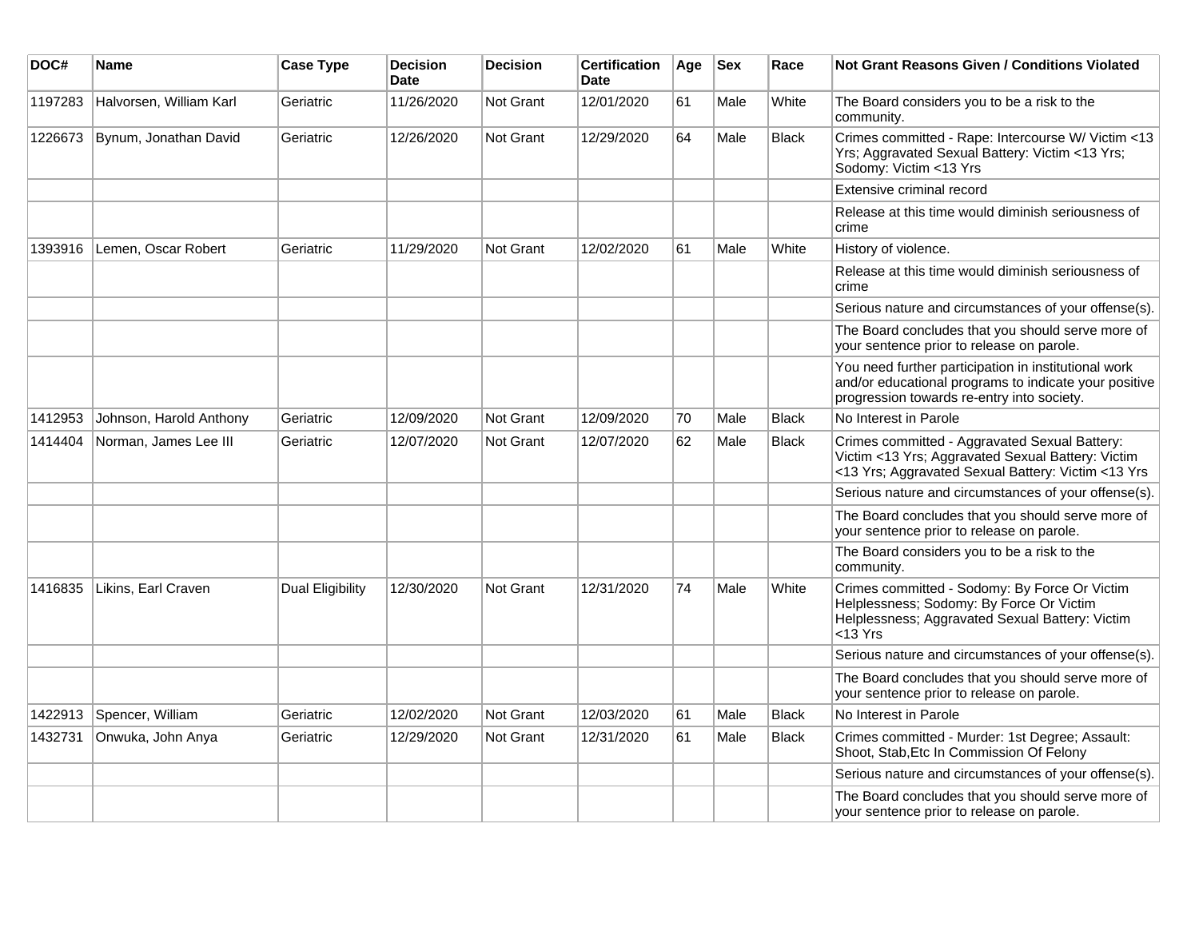| DOC# | Name | Case Type | Decision Date | Decision | Certification Date | Age | Sex | Race | Not Grant Reasons Given / Conditions Violated |
|---|---|---|---|---|---|---|---|---|---|
| 1197283 | Halvorsen, William Karl | Geriatric | 11/26/2020 | Not Grant | 12/01/2020 | 61 | Male | White | The Board considers you to be a risk to the community. |
| 1226673 | Bynum, Jonathan David | Geriatric | 12/26/2020 | Not Grant | 12/29/2020 | 64 | Male | Black | Crimes committed - Rape: Intercourse W/ Victim <13 Yrs; Aggravated Sexual Battery: Victim <13 Yrs; Sodomy: Victim <13 Yrs |
| | | | | | | | | | Extensive criminal record |
| | | | | | | | | | Release at this time would diminish seriousness of crime |
| 1393916 | Lemen, Oscar Robert | Geriatric | 11/29/2020 | Not Grant | 12/02/2020 | 61 | Male | White | History of violence. |
| | | | | | | | | | Release at this time would diminish seriousness of crime |
| | | | | | | | | | Serious nature and circumstances of your offense(s). |
| | | | | | | | | | The Board concludes that you should serve more of your sentence prior to release on parole. |
| | | | | | | | | | You need further participation in institutional work and/or educational programs to indicate your positive progression towards re-entry into society. |
| 1412953 | Johnson, Harold Anthony | Geriatric | 12/09/2020 | Not Grant | 12/09/2020 | 70 | Male | Black | No Interest in Parole |
| 1414404 | Norman, James Lee III | Geriatric | 12/07/2020 | Not Grant | 12/07/2020 | 62 | Male | Black | Crimes committed - Aggravated Sexual Battery: Victim <13 Yrs; Aggravated Sexual Battery: Victim <13 Yrs; Aggravated Sexual Battery: Victim <13 Yrs |
| | | | | | | | | | Serious nature and circumstances of your offense(s). |
| | | | | | | | | | The Board concludes that you should serve more of your sentence prior to release on parole. |
| | | | | | | | | | The Board considers you to be a risk to the community. |
| 1416835 | Likins, Earl Craven | Dual Eligibility | 12/30/2020 | Not Grant | 12/31/2020 | 74 | Male | White | Crimes committed - Sodomy: By Force Or Victim Helplessness; Sodomy: By Force Or Victim Helplessness; Aggravated Sexual Battery: Victim <13 Yrs |
| | | | | | | | | | Serious nature and circumstances of your offense(s). |
| | | | | | | | | | The Board concludes that you should serve more of your sentence prior to release on parole. |
| 1422913 | Spencer, William | Geriatric | 12/02/2020 | Not Grant | 12/03/2020 | 61 | Male | Black | No Interest in Parole |
| 1432731 | Onwuka, John Anya | Geriatric | 12/29/2020 | Not Grant | 12/31/2020 | 61 | Male | Black | Crimes committed - Murder: 1st Degree; Assault: Shoot, Stab,Etc In Commission Of Felony |
| | | | | | | | | | Serious nature and circumstances of your offense(s). |
| | | | | | | | | | The Board concludes that you should serve more of your sentence prior to release on parole. |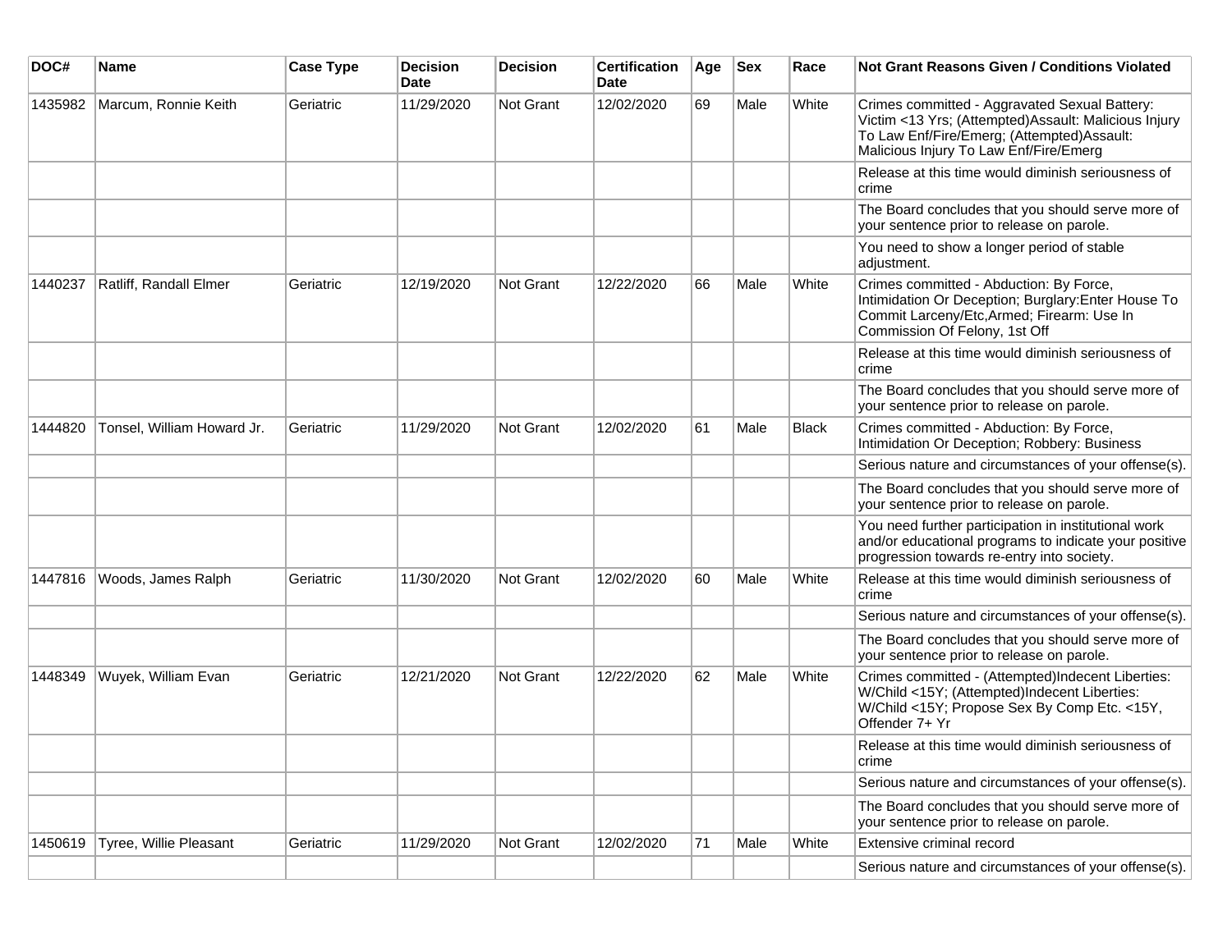| DOC# | Name | Case Type | Decision Date | Decision | Certification Date | Age | Sex | Race | Not Grant Reasons Given / Conditions Violated |
|---|---|---|---|---|---|---|---|---|---|
| 1435982 | Marcum, Ronnie Keith | Geriatric | 11/29/2020 | Not Grant | 12/02/2020 | 69 | Male | White | Crimes committed - Aggravated Sexual Battery: Victim <13 Yrs; (Attempted)Assault: Malicious Injury To Law Enf/Fire/Emerg; (Attempted)Assault: Malicious Injury To Law Enf/Fire/Emerg |
| | | | | | | | | | Release at this time would diminish seriousness of crime |
| | | | | | | | | | The Board concludes that you should serve more of your sentence prior to release on parole. |
| | | | | | | | | | You need to show a longer period of stable adjustment. |
| 1440237 | Ratliff, Randall Elmer | Geriatric | 12/19/2020 | Not Grant | 12/22/2020 | 66 | Male | White | Crimes committed - Abduction: By Force, Intimidation Or Deception; Burglary:Enter House To Commit Larceny/Etc,Armed; Firearm: Use In Commission Of Felony, 1st Off |
| | | | | | | | | | Release at this time would diminish seriousness of crime |
| | | | | | | | | | The Board concludes that you should serve more of your sentence prior to release on parole. |
| 1444820 | Tonsel, William Howard Jr. | Geriatric | 11/29/2020 | Not Grant | 12/02/2020 | 61 | Male | Black | Crimes committed - Abduction: By Force, Intimidation Or Deception; Robbery: Business |
| | | | | | | | | | Serious nature and circumstances of your offense(s). |
| | | | | | | | | | The Board concludes that you should serve more of your sentence prior to release on parole. |
| | | | | | | | | | You need further participation in institutional work and/or educational programs to indicate your positive progression towards re-entry into society. |
| 1447816 | Woods, James Ralph | Geriatric | 11/30/2020 | Not Grant | 12/02/2020 | 60 | Male | White | Release at this time would diminish seriousness of crime |
| | | | | | | | | | Serious nature and circumstances of your offense(s). |
| | | | | | | | | | The Board concludes that you should serve more of your sentence prior to release on parole. |
| 1448349 | Wuyek, William Evan | Geriatric | 12/21/2020 | Not Grant | 12/22/2020 | 62 | Male | White | Crimes committed - (Attempted)Indecent Liberties: W/Child <15Y; (Attempted)Indecent Liberties: W/Child <15Y; Propose Sex By Comp Etc. <15Y, Offender 7+ Yr |
| | | | | | | | | | Release at this time would diminish seriousness of crime |
| | | | | | | | | | Serious nature and circumstances of your offense(s). |
| | | | | | | | | | The Board concludes that you should serve more of your sentence prior to release on parole. |
| 1450619 | Tyree, Willie Pleasant | Geriatric | 11/29/2020 | Not Grant | 12/02/2020 | 71 | Male | White | Extensive criminal record |
| | | | | | | | | | Serious nature and circumstances of your offense(s). |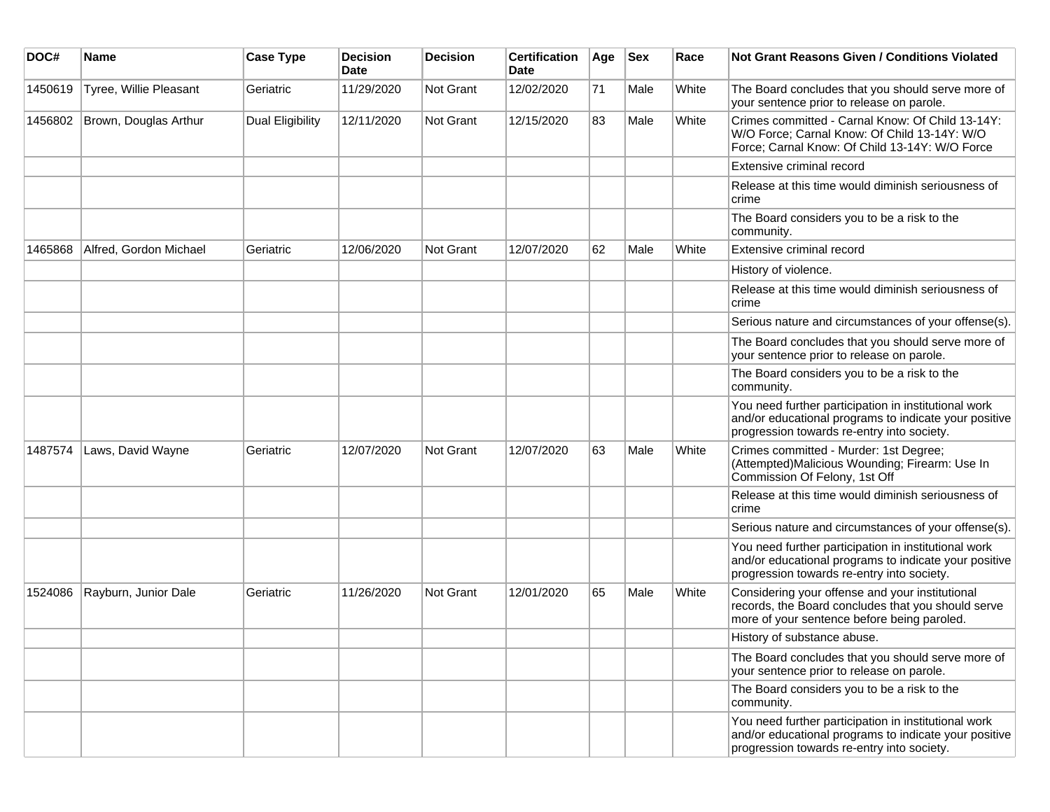| DOC# | Name | Case Type | Decision Date | Decision | Certification Date | Age | Sex | Race | Not Grant Reasons Given / Conditions Violated |
| --- | --- | --- | --- | --- | --- | --- | --- | --- | --- |
| 1450619 | Tyree, Willie Pleasant | Geriatric | 11/29/2020 | Not Grant | 12/02/2020 | 71 | Male | White | The Board concludes that you should serve more of your sentence prior to release on parole. |
| 1456802 | Brown, Douglas Arthur | Dual Eligibility | 12/11/2020 | Not Grant | 12/15/2020 | 83 | Male | White | Crimes committed - Carnal Know: Of Child 13-14Y: W/O Force; Carnal Know: Of Child 13-14Y: W/O Force; Carnal Know: Of Child 13-14Y: W/O Force |
| | | | | | | | | | Extensive criminal record |
| | | | | | | | | | Release at this time would diminish seriousness of crime |
| | | | | | | | | | The Board considers you to be a risk to the community. |
| 1465868 | Alfred, Gordon Michael | Geriatric | 12/06/2020 | Not Grant | 12/07/2020 | 62 | Male | White | Extensive criminal record |
| | | | | | | | | | History of violence. |
| | | | | | | | | | Release at this time would diminish seriousness of crime |
| | | | | | | | | | Serious nature and circumstances of your offense(s). |
| | | | | | | | | | The Board concludes that you should serve more of your sentence prior to release on parole. |
| | | | | | | | | | The Board considers you to be a risk to the community. |
| | | | | | | | | | You need further participation in institutional work and/or educational programs to indicate your positive progression towards re-entry into society. |
| 1487574 | Laws, David Wayne | Geriatric | 12/07/2020 | Not Grant | 12/07/2020 | 63 | Male | White | Crimes committed - Murder: 1st Degree; (Attempted)Malicious Wounding; Firearm: Use In Commission Of Felony, 1st Off |
| | | | | | | | | | Release at this time would diminish seriousness of crime |
| | | | | | | | | | Serious nature and circumstances of your offense(s). |
| | | | | | | | | | You need further participation in institutional work and/or educational programs to indicate your positive progression towards re-entry into society. |
| 1524086 | Rayburn, Junior Dale | Geriatric | 11/26/2020 | Not Grant | 12/01/2020 | 65 | Male | White | Considering your offense and your institutional records, the Board concludes that you should serve more of your sentence before being paroled. |
| | | | | | | | | | History of substance abuse. |
| | | | | | | | | | The Board concludes that you should serve more of your sentence prior to release on parole. |
| | | | | | | | | | The Board considers you to be a risk to the community. |
| | | | | | | | | | You need further participation in institutional work and/or educational programs to indicate your positive progression towards re-entry into society. |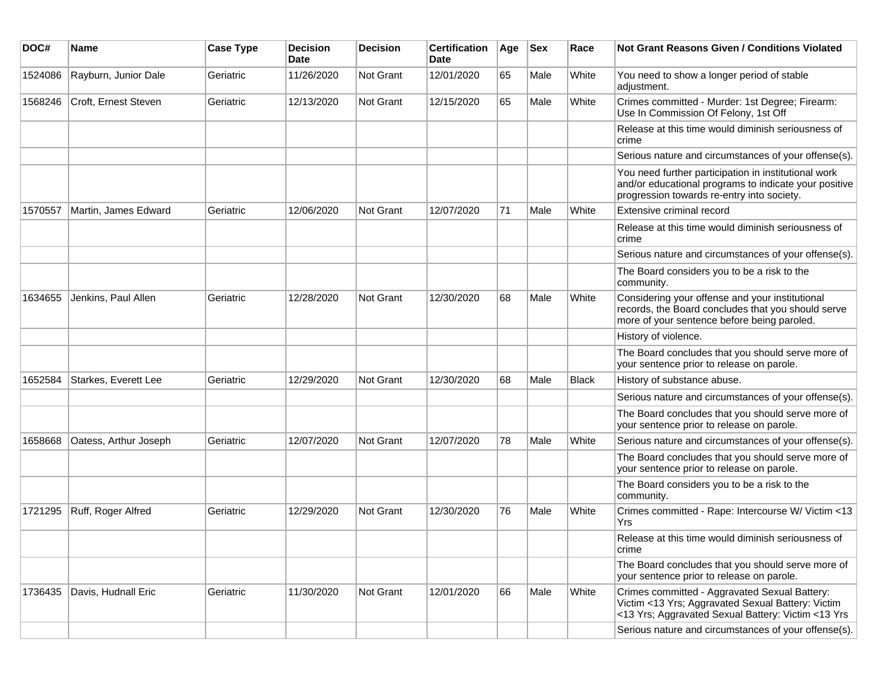| DOC# | Name | Case Type | Decision Date | Decision | Certification Date | Age | Sex | Race | Not Grant Reasons Given / Conditions Violated |
|---|---|---|---|---|---|---|---|---|---|
| 1524086 | Rayburn, Junior Dale | Geriatric | 11/26/2020 | Not Grant | 12/01/2020 | 65 | Male | White | You need to show a longer period of stable adjustment. |
| 1568246 | Croft, Ernest Steven | Geriatric | 12/13/2020 | Not Grant | 12/15/2020 | 65 | Male | White | Crimes committed - Murder: 1st Degree; Firearm: Use In Commission Of Felony, 1st Off |
| | | | | | | | | | Release at this time would diminish seriousness of crime |
| | | | | | | | | | Serious nature and circumstances of your offense(s). |
| | | | | | | | | | You need further participation in institutional work and/or educational programs to indicate your positive progression towards re-entry into society. |
| 1570557 | Martin, James Edward | Geriatric | 12/06/2020 | Not Grant | 12/07/2020 | 71 | Male | White | Extensive criminal record |
| | | | | | | | | | Release at this time would diminish seriousness of crime |
| | | | | | | | | | Serious nature and circumstances of your offense(s). |
| | | | | | | | | | The Board considers you to be a risk to the community. |
| 1634655 | Jenkins, Paul Allen | Geriatric | 12/28/2020 | Not Grant | 12/30/2020 | 68 | Male | White | Considering your offense and your institutional records, the Board concludes that you should serve more of your sentence before being paroled. |
| | | | | | | | | | History of violence. |
| | | | | | | | | | The Board concludes that you should serve more of your sentence prior to release on parole. |
| 1652584 | Starkes, Everett Lee | Geriatric | 12/29/2020 | Not Grant | 12/30/2020 | 68 | Male | Black | History of substance abuse. |
| | | | | | | | | | Serious nature and circumstances of your offense(s). |
| | | | | | | | | | The Board concludes that you should serve more of your sentence prior to release on parole. |
| 1658668 | Oatess, Arthur Joseph | Geriatric | 12/07/2020 | Not Grant | 12/07/2020 | 78 | Male | White | Serious nature and circumstances of your offense(s). |
| | | | | | | | | | The Board concludes that you should serve more of your sentence prior to release on parole. |
| | | | | | | | | | The Board considers you to be a risk to the community. |
| 1721295 | Ruff, Roger Alfred | Geriatric | 12/29/2020 | Not Grant | 12/30/2020 | 76 | Male | White | Crimes committed - Rape: Intercourse W/ Victim <13 Yrs |
| | | | | | | | | | Release at this time would diminish seriousness of crime |
| | | | | | | | | | The Board concludes that you should serve more of your sentence prior to release on parole. |
| 1736435 | Davis, Hudnall Eric | Geriatric | 11/30/2020 | Not Grant | 12/01/2020 | 66 | Male | White | Crimes committed - Aggravated Sexual Battery: Victim <13 Yrs; Aggravated Sexual Battery: Victim <13 Yrs; Aggravated Sexual Battery: Victim <13 Yrs |
| | | | | | | | | | Serious nature and circumstances of your offense(s). |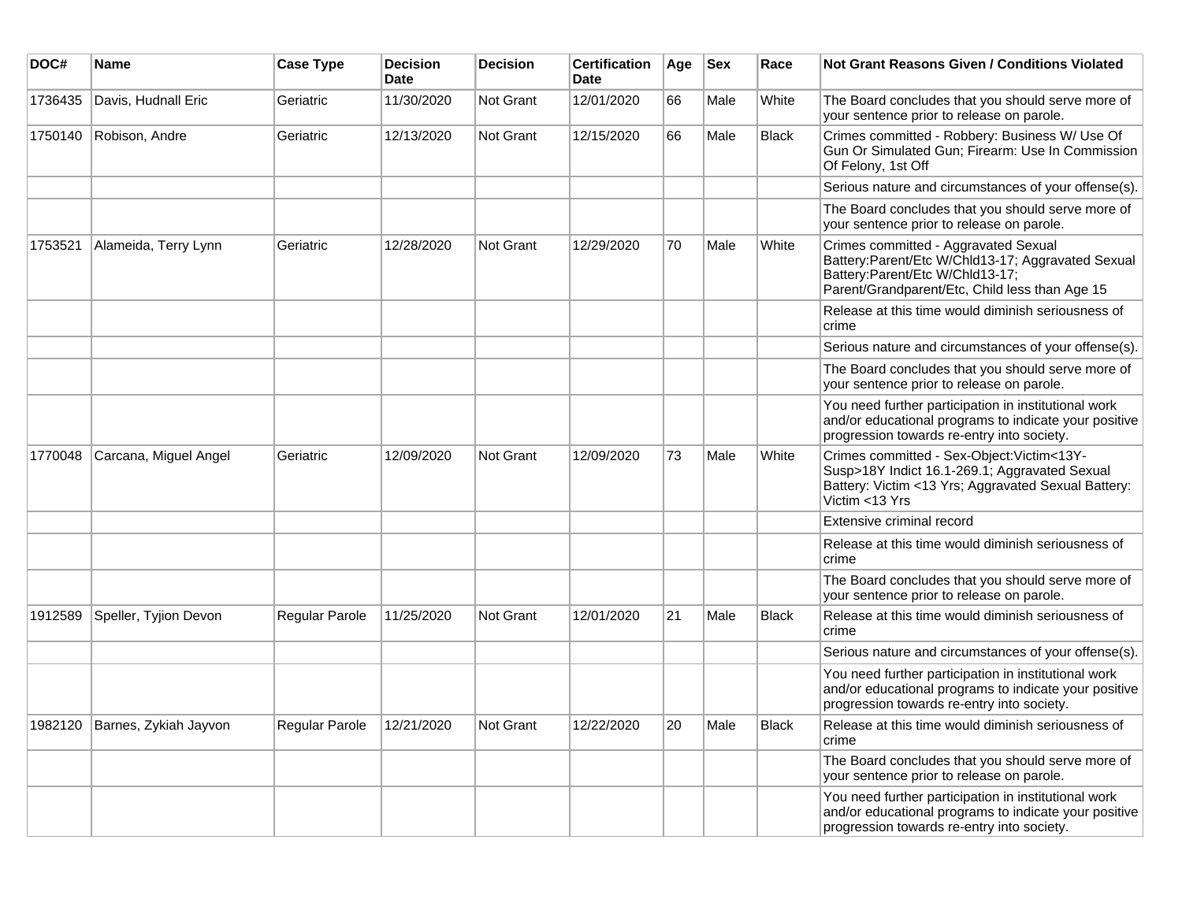| DOC# | Name | Case Type | Decision Date | Decision | Certification Date | Age | Sex | Race | Not Grant Reasons Given / Conditions Violated |
|---|---|---|---|---|---|---|---|---|---|
| 1736435 | Davis, Hudnall Eric | Geriatric | 11/30/2020 | Not Grant | 12/01/2020 | 66 | Male | White | The Board concludes that you should serve more of your sentence prior to release on parole. |
| 1750140 | Robison, Andre | Geriatric | 12/13/2020 | Not Grant | 12/15/2020 | 66 | Male | Black | Crimes committed - Robbery: Business W/ Use Of Gun Or Simulated Gun; Firearm: Use In Commission Of Felony, 1st Off |
| | | | | | | | | | Serious nature and circumstances of your offense(s). |
| | | | | | | | | | The Board concludes that you should serve more of your sentence prior to release on parole. |
| 1753521 | Alameida, Terry Lynn | Geriatric | 12/28/2020 | Not Grant | 12/29/2020 | 70 | Male | White | Crimes committed - Aggravated Sexual Battery:Parent/Etc W/Chld13-17; Aggravated Sexual Battery:Parent/Etc W/Chld13-17; Parent/Grandparent/Etc, Child less than Age 15 |
| | | | | | | | | | Release at this time would diminish seriousness of crime |
| | | | | | | | | | Serious nature and circumstances of your offense(s). |
| | | | | | | | | | The Board concludes that you should serve more of your sentence prior to release on parole. |
| | | | | | | | | | You need further participation in institutional work and/or educational programs to indicate your positive progression towards re-entry into society. |
| 1770048 | Carcana, Miguel Angel | Geriatric | 12/09/2020 | Not Grant | 12/09/2020 | 73 | Male | White | Crimes committed - Sex-Object:Victim<13Y-Susp>18Y Indict 16.1-269.1; Aggravated Sexual Battery: Victim <13 Yrs; Aggravated Sexual Battery: Victim <13 Yrs |
| | | | | | | | | | Extensive criminal record |
| | | | | | | | | | Release at this time would diminish seriousness of crime |
| | | | | | | | | | The Board concludes that you should serve more of your sentence prior to release on parole. |
| 1912589 | Speller, Tyjion Devon | Regular Parole | 11/25/2020 | Not Grant | 12/01/2020 | 21 | Male | Black | Release at this time would diminish seriousness of crime |
| | | | | | | | | | Serious nature and circumstances of your offense(s). |
| | | | | | | | | | You need further participation in institutional work and/or educational programs to indicate your positive progression towards re-entry into society. |
| 1982120 | Barnes, Zykiah Jayvon | Regular Parole | 12/21/2020 | Not Grant | 12/22/2020 | 20 | Male | Black | Release at this time would diminish seriousness of crime |
| | | | | | | | | | The Board concludes that you should serve more of your sentence prior to release on parole. |
| | | | | | | | | | You need further participation in institutional work and/or educational programs to indicate your positive progression towards re-entry into society. |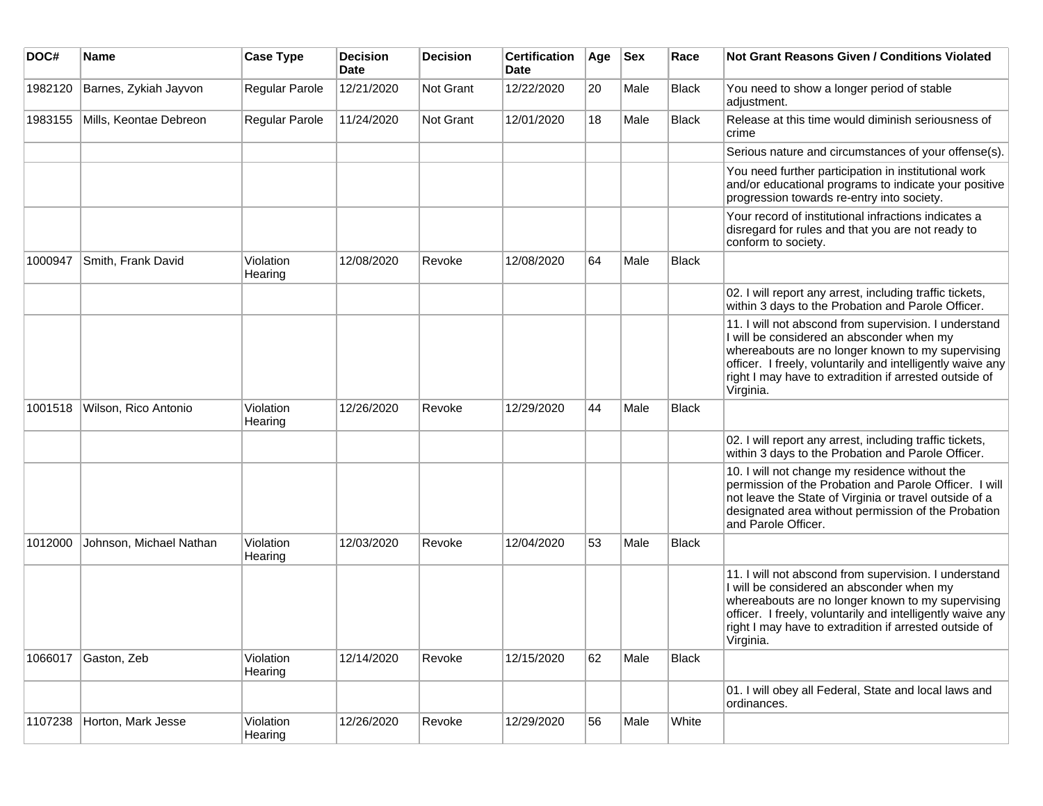| DOC# | Name | Case Type | Decision Date | Decision | Certification Date | Age | Sex | Race | Not Grant Reasons Given / Conditions Violated |
|---|---|---|---|---|---|---|---|---|---|
| 1982120 | Barnes, Zykiah Jayvon | Regular Parole | 12/21/2020 | Not Grant | 12/22/2020 | 20 | Male | Black | You need to show a longer period of stable adjustment. |
| 1983155 | Mills, Keontae Debreon | Regular Parole | 11/24/2020 | Not Grant | 12/01/2020 | 18 | Male | Black | Release at this time would diminish seriousness of crime |
| | | | | | | | | | Serious nature and circumstances of your offense(s). |
| | | | | | | | | | You need further participation in institutional work and/or educational programs to indicate your positive progression towards re-entry into society. |
| | | | | | | | | | Your record of institutional infractions indicates a disregard for rules and that you are not ready to conform to society. |
| 1000947 | Smith, Frank David | Violation Hearing | 12/08/2020 | Revoke | 12/08/2020 | 64 | Male | Black | |
| | | | | | | | | | 02. I will report any arrest, including traffic tickets, within 3 days to the Probation and Parole Officer. |
| | | | | | | | | | 11. I will not abscond from supervision. I understand I will be considered an absconder when my whereabouts are no longer known to my supervising officer. I freely, voluntarily and intelligently waive any right I may have to extradition if arrested outside of Virginia. |
| 1001518 | Wilson, Rico Antonio | Violation Hearing | 12/26/2020 | Revoke | 12/29/2020 | 44 | Male | Black | |
| | | | | | | | | | 02. I will report any arrest, including traffic tickets, within 3 days to the Probation and Parole Officer. |
| | | | | | | | | | 10. I will not change my residence without the permission of the Probation and Parole Officer. I will not leave the State of Virginia or travel outside of a designated area without permission of the Probation and Parole Officer. |
| 1012000 | Johnson, Michael Nathan | Violation Hearing | 12/03/2020 | Revoke | 12/04/2020 | 53 | Male | Black | |
| | | | | | | | | | 11. I will not abscond from supervision. I understand I will be considered an absconder when my whereabouts are no longer known to my supervising officer. I freely, voluntarily and intelligently waive any right I may have to extradition if arrested outside of Virginia. |
| 1066017 | Gaston, Zeb | Violation Hearing | 12/14/2020 | Revoke | 12/15/2020 | 62 | Male | Black | |
| | | | | | | | | | 01. I will obey all Federal, State and local laws and ordinances. |
| 1107238 | Horton, Mark Jesse | Violation Hearing | 12/26/2020 | Revoke | 12/29/2020 | 56 | Male | White | |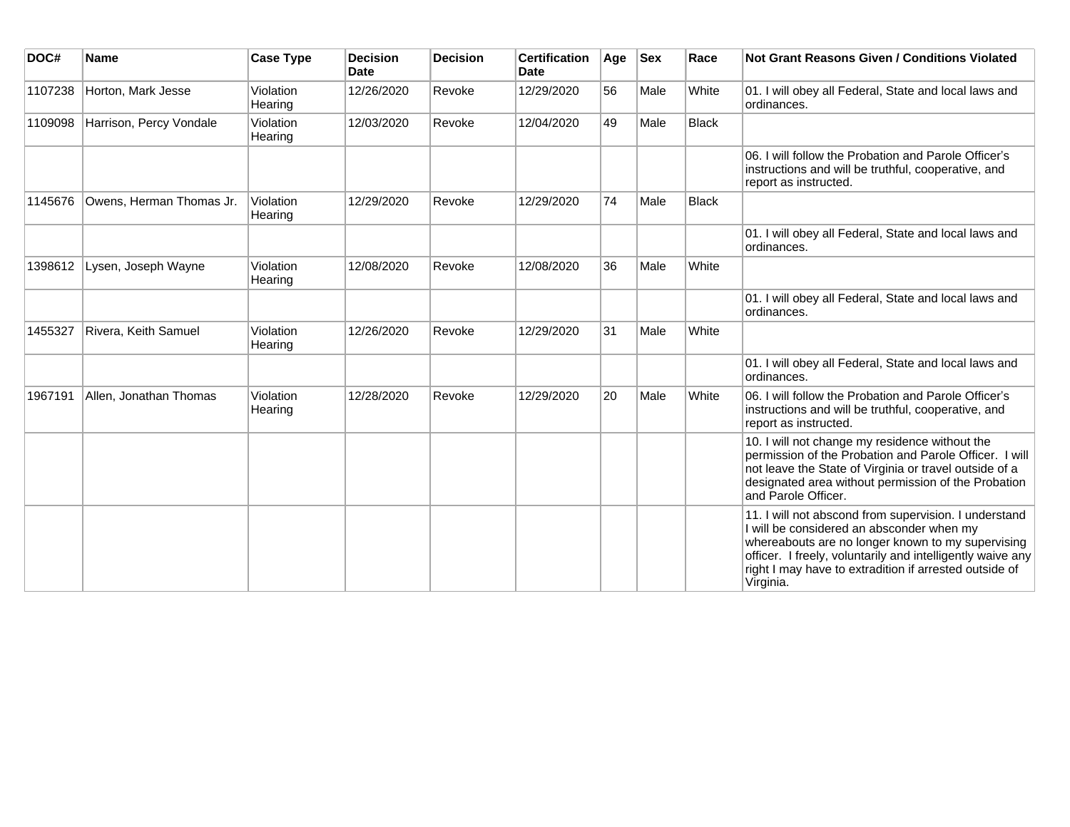| DOC# | Name | Case Type | Decision Date | Decision | Certification Date | Age | Sex | Race | Not Grant Reasons Given / Conditions Violated |
|---|---|---|---|---|---|---|---|---|---|
| 1107238 | Horton, Mark Jesse | Violation Hearing | 12/26/2020 | Revoke | 12/29/2020 | 56 | Male | White | 01. I will obey all Federal, State and local laws and ordinances. |
| 1109098 | Harrison, Percy Vondale | Violation Hearing | 12/03/2020 | Revoke | 12/04/2020 | 49 | Male | Black | |
| | | | | | | | | | 06. I will follow the Probation and Parole Officer's instructions and will be truthful, cooperative, and report as instructed. |
| 1145676 | Owens, Herman Thomas Jr. | Violation Hearing | 12/29/2020 | Revoke | 12/29/2020 | 74 | Male | Black | |
| | | | | | | | | | 01. I will obey all Federal, State and local laws and ordinances. |
| 1398612 | Lysen, Joseph Wayne | Violation Hearing | 12/08/2020 | Revoke | 12/08/2020 | 36 | Male | White | |
| | | | | | | | | | 01. I will obey all Federal, State and local laws and ordinances. |
| 1455327 | Rivera, Keith Samuel | Violation Hearing | 12/26/2020 | Revoke | 12/29/2020 | 31 | Male | White | |
| | | | | | | | | | 01. I will obey all Federal, State and local laws and ordinances. |
| 1967191 | Allen, Jonathan Thomas | Violation Hearing | 12/28/2020 | Revoke | 12/29/2020 | 20 | Male | White | 06. I will follow the Probation and Parole Officer's instructions and will be truthful, cooperative, and report as instructed. |
| | | | | | | | | | 10. I will not change my residence without the permission of the Probation and Parole Officer. I will not leave the State of Virginia or travel outside of a designated area without permission of the Probation and Parole Officer. |
| | | | | | | | | | 11. I will not abscond from supervision. I understand I will be considered an absconder when my whereabouts are no longer known to my supervising officer. I freely, voluntarily and intelligently waive any right I may have to extradition if arrested outside of Virginia. |